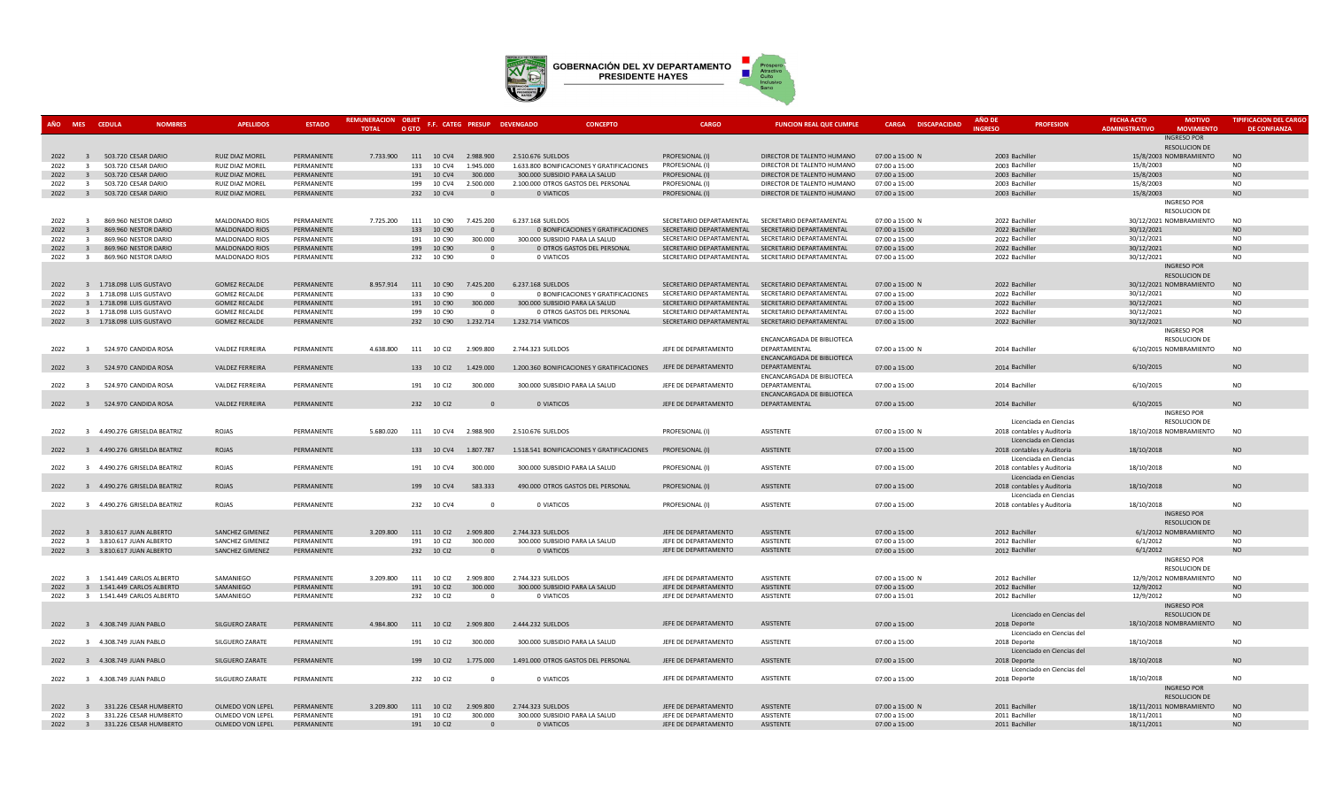# GOBERNACIÓN DEL XV DEPARTAMENTO PRESIDENTE HAYES

| AÑO | MES | CEDULA | NOMBRES | APELLIDOS | ESTADO | REMUNERACION TOTAL | OBJET O GTO | F.F. | CATEG | PRESUP | DEVENGADO | CONCEPTO | CARGO | FUNCION REAL QUE CUMPLE | CARGA | DISCAPACIDAD | AÑO DE INGRESO | PROFESION | FECHA ACTO ADMINISTRATIVO | MOTIVO MOVIMIENTO | TIPIFICACION DEL CARGO DE CONFIANZA |
|---|---|---|---|---|---|---|---|---|---|---|---|---|---|---|---|---|---|---|---|---|---|
| 2022 | 3 | 503.720 | CESAR DARIO | RUIZ DIAZ MOREL | PERMANENTE | 7.733.900 | 111 | 10 | CV4 | 2.988.900 | 2.510.676 | SUELDOS | PROFESIONAL (I) | DIRECTOR DE TALENTO HUMANO | 07:00 a 15:00 | N | 2003 | Bachiller | 15/8/2003 | INGRESO POR RESOLUCION DE NOMBRAMIENTO | NO |
| 2022 | 3 | 503.720 | CESAR DARIO | RUIZ DIAZ MOREL | PERMANENTE | | 133 | 10 | CV4 | 1.945.000 | 1.633.800 | BONIFICACIONES Y GRATIFICACIONES | PROFESIONAL (I) | DIRECTOR DE TALENTO HUMANO | 07:00 a 15:00 | | 2003 | Bachiller | 15/8/2003 | | NO |
| 2022 | 3 | 503.720 | CESAR DARIO | RUIZ DIAZ MOREL | PERMANENTE | | 191 | 10 | CV4 | 300.000 | 300.000 | SUBSIDIO PARA LA SALUD | PROFESIONAL (I) | DIRECTOR DE TALENTO HUMANO | 07:00 a 15:00 | | 2003 | Bachiller | 15/8/2003 | | NO |
| 2022 | 3 | 503.720 | CESAR DARIO | RUIZ DIAZ MOREL | PERMANENTE | | 199 | 10 | CV4 | 2.500.000 | 2.100.000 | OTROS GASTOS DEL PERSONAL | PROFESIONAL (I) | DIRECTOR DE TALENTO HUMANO | 07:00 a 15:00 | | 2003 | Bachiller | 15/8/2003 | | NO |
| 2022 | 3 | 503.720 | CESAR DARIO | RUIZ DIAZ MOREL | PERMANENTE | | 232 | 10 | CV4 | 0 | 0 | VIATICOS | PROFESIONAL (I) | DIRECTOR DE TALENTO HUMANO | 07:00 a 15:00 | | 2003 | Bachiller | 15/8/2003 | | NO |
| 2022 | 3 | 869.960 | NESTOR DARIO | MALDONADO RIOS | PERMANENTE | 7.725.200 | 111 | 10 | C90 | 7.425.200 | 6.237.168 | SUELDOS | SECRETARIO DEPARTAMENTAL | SECRETARIO DEPARTAMENTAL | 07:00 a 15:00 | N | 2022 | Bachiller | 30/12/2021 | INGRESO POR RESOLUCION DE NOMBRAMIENTO | NO |
| 2022 | 3 | 869.960 | NESTOR DARIO | MALDONADO RIOS | PERMANENTE | | 133 | 10 | C90 | 0 | 0 | BONIFICACIONES Y GRATIFICACIONES | SECRETARIO DEPARTAMENTAL | SECRETARIO DEPARTAMENTAL | 07:00 a 15:00 | | 2022 | Bachiller | 30/12/2021 | | NO |
| 2022 | 3 | 869.960 | NESTOR DARIO | MALDONADO RIOS | PERMANENTE | | 191 | 10 | C90 | 300.000 | 300.000 | SUBSIDIO PARA LA SALUD | SECRETARIO DEPARTAMENTAL | SECRETARIO DEPARTAMENTAL | 07:00 a 15:00 | | 2022 | Bachiller | 30/12/2021 | | NO |
| 2022 | 3 | 869.960 | NESTOR DARIO | MALDONADO RIOS | PERMANENTE | | 199 | 10 | C90 | 0 | 0 | OTROS GASTOS DEL PERSONAL | SECRETARIO DEPARTAMENTAL | SECRETARIO DEPARTAMENTAL | 07:00 a 15:00 | | 2022 | Bachiller | 30/12/2021 | | NO |
| 2022 | 3 | 869.960 | NESTOR DARIO | MALDONADO RIOS | PERMANENTE | | 232 | 10 | C90 | 0 | 0 | VIATICOS | SECRETARIO DEPARTAMENTAL | SECRETARIO DEPARTAMENTAL | 07:00 a 15:00 | | 2022 | Bachiller | 30/12/2021 | | NO |
| 2022 | 3 | 1.718.098 | LUIS GUSTAVO | GOMEZ RECALDE | PERMANENTE | 8.957.914 | 111 | 10 | C90 | 7.425.200 | 6.237.168 | SUELDOS | SECRETARIO DEPARTAMENTAL | SECRETARIO DEPARTAMENTAL | 07:00 a 15:00 | N | 2022 | Bachiller | 30/12/2021 | INGRESO POR RESOLUCION DE NOMBRAMIENTO | NO |
| 2022 | 3 | 1.718.098 | LUIS GUSTAVO | GOMEZ RECALDE | PERMANENTE | | 133 | 10 | C90 | 0 | 0 | BONIFICACIONES Y GRATIFICACIONES | SECRETARIO DEPARTAMENTAL | SECRETARIO DEPARTAMENTAL | 07:00 a 15:00 | | 2022 | Bachiller | 30/12/2021 | | NO |
| 2022 | 3 | 1.718.098 | LUIS GUSTAVO | GOMEZ RECALDE | PERMANENTE | | 191 | 10 | C90 | 300.000 | 300.000 | SUBSIDIO PARA LA SALUD | SECRETARIO DEPARTAMENTAL | SECRETARIO DEPARTAMENTAL | 07:00 a 15:00 | | 2022 | Bachiller | 30/12/2021 | | NO |
| 2022 | 3 | 1.718.098 | LUIS GUSTAVO | GOMEZ RECALDE | PERMANENTE | | 199 | 10 | C90 | 0 | 0 | OTROS GASTOS DEL PERSONAL | SECRETARIO DEPARTAMENTAL | SECRETARIO DEPARTAMENTAL | 07:00 a 15:00 | | 2022 | Bachiller | 30/12/2021 | | NO |
| 2022 | 3 | 1.718.098 | LUIS GUSTAVO | GOMEZ RECALDE | PERMANENTE | | 232 | 10 | C90 | 1.232.714 | 1.232.714 | VIATICOS | SECRETARIO DEPARTAMENTAL | SECRETARIO DEPARTAMENTAL | 07:00 a 15:00 | | 2022 | Bachiller | 30/12/2021 | | NO |
| 2022 | 3 | 524.970 | CANDIDA ROSA | VALDEZ FERREIRA | PERMANENTE | 4.638.800 | 111 | 10 | CI2 | 2.909.800 | 2.744.323 | SUELDOS | JEFE DE DEPARTAMENTO | ENCANCARGADA DE BIBLIOTECA DEPARTAMENTAL | 07:00 a 15:00 | N | 2014 | Bachiller | 6/10/2015 | INGRESO POR RESOLUCION DE NOMBRAMIENTO | NO |
| 2022 | 3 | 524.970 | CANDIDA ROSA | VALDEZ FERREIRA | PERMANENTE | | 133 | 10 | CI2 | 1.429.000 | 1.200.360 | BONIFICACIONES Y GRATIFICACIONES | JEFE DE DEPARTAMENTO | ENCANCARGADA DE BIBLIOTECA DEPARTAMENTAL | 07:00 a 15:00 | | 2014 | Bachiller | 6/10/2015 | | NO |
| 2022 | 3 | 524.970 | CANDIDA ROSA | VALDEZ FERREIRA | PERMANENTE | | 191 | 10 | CI2 | 300.000 | 300.000 | SUBSIDIO PARA LA SALUD | JEFE DE DEPARTAMENTO | ENCANCARGADA DE BIBLIOTECA DEPARTAMENTAL | 07:00 a 15:00 | | 2014 | Bachiller | 6/10/2015 | | NO |
| 2022 | 3 | 524.970 | CANDIDA ROSA | VALDEZ FERREIRA | PERMANENTE | | 232 | 10 | CI2 | 0 | 0 | VIATICOS | JEFE DE DEPARTAMENTO | ENCANCARGADA DE BIBLIOTECA DEPARTAMENTAL | 07:00 a 15:00 | | 2014 | Bachiller | 6/10/2015 | | NO |
| 2022 | 3 | 4.490.276 | GRISELDA BEATRIZ | ROJAS | PERMANENTE | 5.680.020 | 111 | 10 | CV4 | 2.988.900 | 2.510.676 | SUELDOS | PROFESIONAL (I) | ASISTENTE | 07:00 a 15:00 | N | 2018 | Licenciada en Ciencias contables y Auditoria | 18/10/2018 | INGRESO POR RESOLUCION DE NOMBRAMIENTO | NO |
| 2022 | 3 | 4.490.276 | GRISELDA BEATRIZ | ROJAS | PERMANENTE | | 133 | 10 | CV4 | 1.807.787 | 1.518.541 | BONIFICACIONES Y GRATIFICACIONES | PROFESIONAL (I) | ASISTENTE | 07:00 a 15:00 | | 2018 | Licenciada en Ciencias contables y Auditoria | 18/10/2018 | | NO |
| 2022 | 3 | 4.490.276 | GRISELDA BEATRIZ | ROJAS | PERMANENTE | | 191 | 10 | CV4 | 300.000 | 300.000 | SUBSIDIO PARA LA SALUD | PROFESIONAL (I) | ASISTENTE | 07:00 a 15:00 | | 2018 | Licenciada en Ciencias contables y Auditoria | 18/10/2018 | | NO |
| 2022 | 3 | 4.490.276 | GRISELDA BEATRIZ | ROJAS | PERMANENTE | | 199 | 10 | CV4 | 583.333 | 490.000 | OTROS GASTOS DEL PERSONAL | PROFESIONAL (I) | ASISTENTE | 07:00 a 15:00 | | 2018 | Licenciada en Ciencias contables y Auditoria | 18/10/2018 | | NO |
| 2022 | 3 | 4.490.276 | GRISELDA BEATRIZ | ROJAS | PERMANENTE | | 232 | 10 | CV4 | 0 | 0 | VIATICOS | PROFESIONAL (I) | ASISTENTE | 07:00 a 15:00 | | 2018 | Licenciada en Ciencias contables y Auditoria | 18/10/2018 | | NO |
| 2022 | 3 | 3.810.617 | JUAN ALBERTO | SANCHEZ GIMENEZ | PERMANENTE | 3.209.800 | 111 | 10 | CI2 | 2.909.800 | 2.744.323 | SUELDOS | JEFE DE DEPARTAMENTO | ASISTENTE | 07:00 a 15:00 | N | 2012 | Bachiller | 6/1/2012 | INGRESO POR RESOLUCION DE NOMBRAMIENTO | NO |
| 2022 | 3 | 3.810.617 | JUAN ALBERTO | SANCHEZ GIMENEZ | PERMANENTE | | 191 | 10 | CI2 | 300.000 | 300.000 | SUBSIDIO PARA LA SALUD | JEFE DE DEPARTAMENTO | ASISTENTE | 07:00 a 15:00 | | 2012 | Bachiller | 6/1/2012 | | NO |
| 2022 | 3 | 3.810.617 | JUAN ALBERTO | SANCHEZ GIMENEZ | PERMANENTE | | 232 | 10 | CI2 | 0 | 0 | VIATICOS | JEFE DE DEPARTAMENTO | ASISTENTE | 07:00 a 15:00 | | 2012 | Bachiller | 6/1/2012 | | NO |
| 2022 | 3 | 1.541.449 | CARLOS ALBERTO | SAMANIEGO | PERMANENTE | 3.209.800 | 111 | 10 | CI2 | 2.909.800 | 2.744.323 | SUELDOS | JEFE DE DEPARTAMENTO | ASISTENTE | 07:00 a 15:00 | N | 2012 | Bachiller | 12/9/2012 | INGRESO POR RESOLUCION DE NOMBRAMIENTO | NO |
| 2022 | 3 | 1.541.449 | CARLOS ALBERTO | SAMANIEGO | PERMANENTE | | 191 | 10 | CI2 | 300.000 | 300.000 | SUBSIDIO PARA LA SALUD | JEFE DE DEPARTAMENTO | ASISTENTE | 07:00 a 15:00 | | 2012 | Bachiller | 12/9/2012 | | NO |
| 2022 | 3 | 1.541.449 | CARLOS ALBERTO | SAMANIEGO | PERMANENTE | | 232 | 10 | CI2 | 0 | 0 | VIATICOS | JEFE DE DEPARTAMENTO | ASISTENTE | 07:00 a 15:01 | | 2012 | Bachiller | 12/9/2012 | | NO |
| 2022 | 3 | 4.308.749 | JUAN PABLO | SILGUERO ZARATE | PERMANENTE | 4.984.800 | 111 | 10 | CI2 | 2.909.800 | 2.444.232 | SUELDOS | JEFE DE DEPARTAMENTO | ASISTENTE | 07:00 a 15:00 | | 2018 | Licenciado en Ciencias del Deporte | 18/10/2018 | INGRESO POR RESOLUCION DE NOMBRAMIENTO | NO |
| 2022 | 3 | 4.308.749 | JUAN PABLO | SILGUERO ZARATE | PERMANENTE | | 191 | 10 | CI2 | 300.000 | 300.000 | SUBSIDIO PARA LA SALUD | JEFE DE DEPARTAMENTO | ASISTENTE | 07:00 a 15:00 | | 2018 | Licenciado en Ciencias del Deporte | 18/10/2018 | | NO |
| 2022 | 3 | 4.308.749 | JUAN PABLO | SILGUERO ZARATE | PERMANENTE | | 199 | 10 | CI2 | 1.775.000 | 1.491.000 | OTROS GASTOS DEL PERSONAL | JEFE DE DEPARTAMENTO | ASISTENTE | 07:00 a 15:00 | | 2018 | Licenciado en Ciencias del Deporte | 18/10/2018 | | NO |
| 2022 | 3 | 4.308.749 | JUAN PABLO | SILGUERO ZARATE | PERMANENTE | | 232 | 10 | CI2 | 0 | 0 | VIATICOS | JEFE DE DEPARTAMENTO | ASISTENTE | 07:00 a 15:00 | | 2018 | Licenciado en Ciencias del Deporte | 18/10/2018 | | NO |
| 2022 | 3 | 331.226 | CESAR HUMBERTO | OLMEDO VON LEPEL | PERMANENTE | 3.209.800 | 111 | 10 | CI2 | 2.909.800 | 2.744.323 | SUELDOS | JEFE DE DEPARTAMENTO | ASISTENTE | 07:00 a 15:00 | N | 2011 | Bachiller | 18/11/2011 | INGRESO POR RESOLUCION DE NOMBRAMIENTO | NO |
| 2022 | 3 | 331.226 | CESAR HUMBERTO | OLMEDO VON LEPEL | PERMANENTE | | 191 | 10 | CI2 | 300.000 | 300.000 | SUBSIDIO PARA LA SALUD | JEFE DE DEPARTAMENTO | ASISTENTE | 07:00 a 15:00 | | 2011 | Bachiller | 18/11/2011 | | NO |
| 2022 | 3 | 331.226 | CESAR HUMBERTO | OLMEDO VON LEPEL | PERMANENTE | | 191 | 10 | CI2 | 0 | 0 | VIATICOS | JEFE DE DEPARTAMENTO | ASISTENTE | 07:00 a 15:00 | | 2011 | Bachiller | 18/11/2011 | | NO |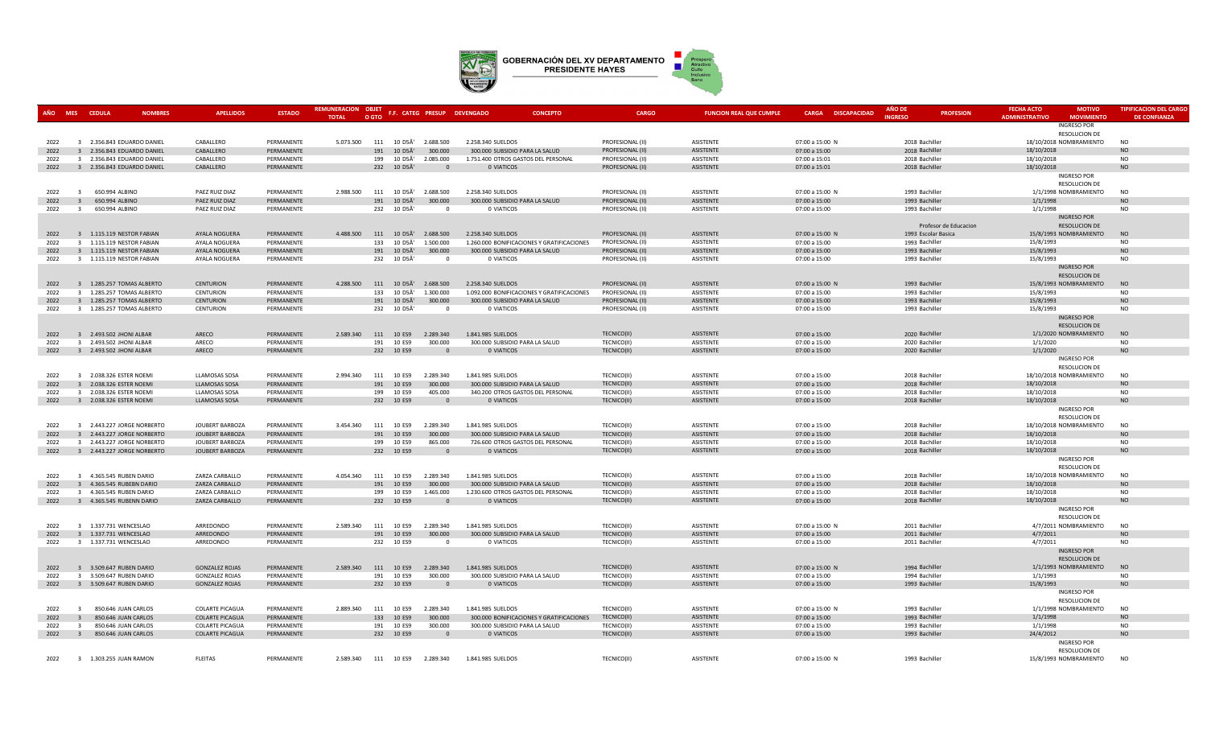# GOBERNACIÓN DEL XV DEPARTAMENTO PRESIDENTE HAYES

| AÑO | MES | CEDULA | NOMBRES | APELLIDOS | ESTADO | REMUNERACION TOTAL | OBJET O GTO | F.F. | CATEG | PRESUP | DEVENGADO | CONCEPTO | CARGO | FUNCION REAL QUE CUMPLE | CARGA | DISCAPACIDAD | AÑO DE INGRESO | PROFESION | FECHA ACTO ADMINISTRATIVO | MOTIVO MOVIMIENTO | TIPIFICACION DEL CARGO DE CONFIANZA |
|---|---|---|---|---|---|---|---|---|---|---|---|---|---|---|---|---|---|---|---|---|---|
| 2022 | 3 | 2.356.843 | EDUARDO DANIEL | CABALLERO | PERMANENTE | 5.073.500 | 111 | 10 | DSÂ' | 2.688.500 | 2.258.340 | SUELDOS | PROFESIONAL (II) | ASISTENTE | 07:00 a 15:00 | N | 2018 | Bachiller | 18/10/2018 | INGRESO POR RESOLUCION DE NOMBRAMIENTO | NO |
| 2022 | 3 | 2.356.843 | EDUARDO DANIEL | CABALLERO | PERMANENTE | | 191 | 10 | DSÂ' | 300.000 | 300.000 | SUBSIDIO PARA LA SALUD | PROFESIONAL (II) | ASISTENTE | 07:00 a 15:00 | | 2018 | Bachiller | 18/10/2018 | | NO |
| 2022 | 3 | 2.356.843 | EDUARDO DANIEL | CABALLERO | PERMANENTE | | 199 | 10 | DSÂ' | 2.085.000 | 1.751.400 | OTROS GASTOS DEL PERSONAL | PROFESIONAL (II) | ASISTENTE | 07:00 a 15:01 | | 2018 | Bachiller | 18/10/2018 | | NO |
| 2022 | 3 | 2.356.843 | EDUARDO DANIEL | CABALLERO | PERMANENTE | | 232 | 10 | DSÂ' | 0 | 0 | VIATICOS | PROFESIONAL (II) | ASISTENTE | 07:00 a 15:01 | | 2018 | Bachiller | 18/10/2018 | | NO |
| 2022 | 3 | 650.994 | ALBINO | PAEZ RUIZ DIAZ | PERMANENTE | 2.988.500 | 111 | 10 | DSÂ' | 2.688.500 | 2.258.340 | SUELDOS | PROFESIONAL (II) | ASISTENTE | 07:00 a 15:00 | N | 1993 | Bachiller | 1/1/1998 | INGRESO POR RESOLUCION DE NOMBRAMIENTO | NO |
| 2022 | 3 | 650.994 | ALBINO | PAEZ RUIZ DIAZ | PERMANENTE | | 191 | 10 | DSÂ' | 300.000 | 300.000 | SUBSIDIO PARA LA SALUD | PROFESIONAL (II) | ASISTENTE | 07:00 a 15:00 | | 1993 | Bachiller | 1/1/1998 | | NO |
| 2022 | 3 | 650.994 | ALBINO | PAEZ RUIZ DIAZ | PERMANENTE | | 232 | 10 | DSÂ' | 0 | 0 | VIATICOS | PROFESIONAL (II) | ASISTENTE | 07:00 a 15:00 | | 1993 | Bachiller | 1/1/1998 | | NO |
| 2022 | 3 | 1.115.119 | NESTOR FABIAN | AYALA NOGUERA | PERMANENTE | 4.488.500 | 111 | 10 | DSÂ' | 2.688.500 | 2.258.340 | SUELDOS | PROFESIONAL (II) | ASISTENTE | 07:00 a 15:00 | N | 1993 | Profesor de Educacion Escolar Basica | 15/8/1993 | INGRESO POR RESOLUCION DE NOMBRAMIENTO | NO |
| 2022 | 3 | 1.115.119 | NESTOR FABIAN | AYALA NOGUERA | PERMANENTE | | 133 | 10 | DSÂ' | 1.500.000 | 1.260.000 | BONIFICACIONES Y GRATIFICACIONES | PROFESIONAL (II) | ASISTENTE | 07:00 a 15:00 | | 1993 | Bachiller | 15/8/1993 | | NO |
| 2022 | 3 | 1.115.119 | NESTOR FABIAN | AYALA NOGUERA | PERMANENTE | | 191 | 10 | DSÂ' | 300.000 | 300.000 | SUBSIDIO PARA LA SALUD | PROFESIONAL (II) | ASISTENTE | 07:00 a 15:00 | | 1993 | Bachiller | 15/8/1993 | | NO |
| 2022 | 3 | 1.115.119 | NESTOR FABIAN | AYALA NOGUERA | PERMANENTE | | 232 | 10 | DSÂ' | 0 | 0 | VIATICOS | PROFESIONAL (II) | ASISTENTE | 07:00 a 15:00 | | 1993 | Bachiller | 15/8/1993 | | NO |
| 2022 | 3 | 1.285.257 | TOMAS ALBERTO | CENTURION | PERMANENTE | 4.288.500 | 111 | 10 | DSÂ' | 2.688.500 | 2.258.340 | SUELDOS | PROFESIONAL (II) | ASISTENTE | 07:00 a 15:00 | N | 1993 | Bachiller | 15/8/1993 | INGRESO POR RESOLUCION DE NOMBRAMIENTO | NO |
| 2022 | 3 | 1.285.257 | TOMAS ALBERTO | CENTURION | PERMANENTE | | 133 | 10 | DSÂ' | 1.300.000 | 1.092.000 | BONIFICACIONES Y GRATIFICACIONES | PROFESIONAL (II) | ASISTENTE | 07:00 a 15:00 | | 1993 | Bachiller | 15/8/1993 | | NO |
| 2022 | 3 | 1.285.257 | TOMAS ALBERTO | CENTURION | PERMANENTE | | 191 | 10 | DSÂ' | 300.000 | 300.000 | SUBSIDIO PARA LA SALUD | PROFESIONAL (II) | ASISTENTE | 07:00 a 15:00 | | 1993 | Bachiller | 15/8/1993 | | NO |
| 2022 | 3 | 1.285.257 | TOMAS ALBERTO | CENTURION | PERMANENTE | | 232 | 10 | DSÂ' | 0 | 0 | VIATICOS | PROFESIONAL (II) | ASISTENTE | 07:00 a 15:00 | | 1993 | Bachiller | 15/8/1993 | | NO |
| 2022 | 3 | 2.493.502 | JHONI ALBAR | ARECO | PERMANENTE | 2.589.340 | 111 | 10 | ES9 | 2.289.340 | 1.841.985 | SUELDOS | TECNICO(II) | ASISTENTE | 07:00 a 15:00 | | 2020 | Bachiller | 1/1/2020 | INGRESO POR RESOLUCION DE NOMBRAMIENTO | NO |
| 2022 | 3 | 2.493.502 | JHONI ALBAR | ARECO | PERMANENTE | | 191 | 10 | ES9 | 300.000 | 300.000 | SUBSIDIO PARA LA SALUD | TECNICO(II) | ASISTENTE | 07:00 a 15:00 | | 2020 | Bachiller | 1/1/2020 | | NO |
| 2022 | 3 | 2.493.502 | JHONI ALBAR | ARECO | PERMANENTE | | 232 | 10 | ES9 | 0 | 0 | VIATICOS | TECNICO(II) | ASISTENTE | 07:00 a 15:00 | | 2020 | Bachiller | 1/1/2020 | | NO |
| 2022 | 3 | 2.038.326 | ESTER NOEMI | LLAMOSAS SOSA | PERMANENTE | 2.994.340 | 111 | 10 | ES9 | 2.289.340 | 1.841.985 | SUELDOS | TECNICO(II) | ASISTENTE | 07:00 a 15:00 | | 2018 | Bachiller | 18/10/2018 | INGRESO POR RESOLUCION DE NOMBRAMIENTO | NO |
| 2022 | 3 | 2.038.326 | ESTER NOEMI | LLAMOSAS SOSA | PERMANENTE | | 191 | 10 | ES9 | 300.000 | 300.000 | SUBSIDIO PARA LA SALUD | TECNICO(II) | ASISTENTE | 07:00 a 15:00 | | 2018 | Bachiller | 18/10/2018 | | NO |
| 2022 | 3 | 2.038.326 | ESTER NOEMI | LLAMOSAS SOSA | PERMANENTE | | 199 | 10 | ES9 | 405.000 | 340.200 | OTROS GASTOS DEL PERSONAL | TECNICO(II) | ASISTENTE | 07:00 a 15:00 | | 2018 | Bachiller | 18/10/2018 | | NO |
| 2022 | 3 | 2.038.326 | ESTER NOEMI | LLAMOSAS SOSA | PERMANENTE | | 232 | 10 | ES9 | 0 | 0 | VIATICOS | TECNICO(II) | ASISTENTE | 07:00 a 15:00 | | 2018 | Bachiller | 18/10/2018 | | NO |
| 2022 | 3 | 2.443.227 | JORGE NORBERTO | JOUBERT BARBOZA | PERMANENTE | 3.454.340 | 111 | 10 | ES9 | 2.289.340 | 1.841.985 | SUELDOS | TECNICO(II) | ASISTENTE | 07:00 a 15:00 | | 2018 | Bachiller | 18/10/2018 | INGRESO POR RESOLUCION DE NOMBRAMIENTO | NO |
| 2022 | 3 | 2.443.227 | JORGE NORBERTO | JOUBERT BARBOZA | PERMANENTE | | 191 | 10 | ES9 | 300.000 | 300.000 | SUBSIDIO PARA LA SALUD | TECNICO(II) | ASISTENTE | 07:00 a 15:00 | | 2018 | Bachiller | 18/10/2018 | | NO |
| 2022 | 3 | 2.443.227 | JORGE NORBERTO | JOUBERT BARBOZA | PERMANENTE | | 199 | 10 | ES9 | 865.000 | 726.600 | OTROS GASTOS DEL PERSONAL | TECNICO(II) | ASISTENTE | 07:00 a 15:00 | | 2018 | Bachiller | 18/10/2018 | | NO |
| 2022 | 3 | 2.443.227 | JORGE NORBERTO | JOUBERT BARBOZA | PERMANENTE | | 232 | 10 | ES9 | 0 | 0 | VIATICOS | TECNICO(II) | ASISTENTE | 07:00 a 15:00 | | 2018 | Bachiller | 18/10/2018 | | NO |
| 2022 | 3 | 4.365.545 | RUBEN DARIO | ZARZA CARBALLO | PERMANENTE | 4.054.340 | 111 | 10 | ES9 | 2.289.340 | 1.841.985 | SUELDOS | TECNICO(II) | ASISTENTE | 07:00 a 15:00 | | 2018 | Bachiller | 18/10/2018 | INGRESO POR RESOLUCION DE NOMBRAMIENTO | NO |
| 2022 | 3 | 4.365.545 | RUBENN DARIO | ZARZA CARBALLO | PERMANENTE | | 191 | 10 | ES9 | 300.000 | 300.000 | SUBSIDIO PARA LA SALUD | TECNICO(II) | ASISTENTE | 07:00 a 15:00 | | 2018 | Bachiller | 18/10/2018 | | NO |
| 2022 | 3 | 4.365.545 | RUBEN DARIO | ZARZA CARBALLO | PERMANENTE | | 199 | 10 | ES9 | 1.465.000 | 1.230.600 | OTROS GASTOS DEL PERSONAL | TECNICO(II) | ASISTENTE | 07:00 a 15:00 | | 2018 | Bachiller | 18/10/2018 | | NO |
| 2022 | 3 | 4.365.545 | RUBENN DARIO | ZARZA CARBALLO | PERMANENTE | | 232 | 10 | ES9 | 0 | 0 | VIATICOS | TECNICO(II) | ASISTENTE | 07:00 a 15:00 | | 2018 | Bachiller | 18/10/2018 | | NO |
| 2022 | 3 | 1.337.731 | WENCESLAO | ARREDONDO | PERMANENTE | 2.589.340 | 111 | 10 | ES9 | 2.289.340 | 1.841.985 | SUELDOS | TECNICO(II) | ASISTENTE | 07:00 a 15:00 | N | 2011 | Bachiller | 4/7/2011 | INGRESO POR RESOLUCION DE NOMBRAMIENTO | NO |
| 2022 | 3 | 1.337.731 | WENCESLAO | ARREDONDO | PERMANENTE | | 191 | 10 | ES9 | 300.000 | 300.000 | SUBSIDIO PARA LA SALUD | TECNICO(II) | ASISTENTE | 07:00 a 15:00 | | 2011 | Bachiller | 4/7/2011 | | NO |
| 2022 | 3 | 1.337.731 | WENCESLAO | ARREDONDO | PERMANENTE | | 232 | 10 | ES9 | 0 | 0 | VIATICOS | TECNICO(II) | ASISTENTE | 07:00 a 15:00 | | 2011 | Bachiller | 4/7/2011 | | NO |
| 2022 | 3 | 3.509.647 | RUBEN DARIO | GONZALEZ ROJAS | PERMANENTE | 2.589.340 | 111 | 10 | ES9 | 2.289.340 | 1.841.985 | SUELDOS | TECNICO(II) | ASISTENTE | 07:00 a 15:00 | N | 1994 | Bachiller | 1/1/1993 | INGRESO POR RESOLUCION DE NOMBRAMIENTO | NO |
| 2022 | 3 | 3.509.647 | RUBEN DARIO | GONZALEZ ROJAS | PERMANENTE | | 191 | 10 | ES9 | 300.000 | 300.000 | SUBSIDIO PARA LA SALUD | TECNICO(II) | ASISTENTE | 07:00 a 15:00 | | 1994 | Bachiller | 1/1/1993 | | NO |
| 2022 | 3 | 3.509.647 | RUBEN DARIO | GONZALEZ ROJAS | PERMANENTE | | 232 | 10 | ES9 | 0 | 0 | VIATICOS | TECNICO(II) | ASISTENTE | 07:00 a 15:00 | | 1993 | Bachiller | 15/8/1993 | | NO |
| 2022 | 3 | 850.646 | JUAN CARLOS | COLARTE PICAGUA | PERMANENTE | 2.889.340 | 111 | 10 | ES9 | 2.289.340 | 1.841.985 | SUELDOS | TECNICO(II) | ASISTENTE | 07:00 a 15:00 | N | 1993 | Bachiller | 1/1/1998 | INGRESO POR RESOLUCION DE NOMBRAMIENTO | NO |
| 2022 | 3 | 850.646 | JUAN CARLOS | COLARTE PICAGUA | PERMANENTE | | 133 | 10 | ES9 | 300.000 | 300.000 | BONIFICACIONES Y GRATIFICACIONES | TECNICO(II) | ASISTENTE | 07:00 a 15:00 | | 1993 | Bachiller | 1/1/1998 | | NO |
| 2022 | 3 | 850.646 | JUAN CARLOS | COLARTE PICAGUA | PERMANENTE | | 191 | 10 | ES9 | 300.000 | 300.000 | SUBSIDIO PARA LA SALUD | TECNICO(II) | ASISTENTE | 07:00 a 15:00 | | 1993 | Bachiller | 1/1/1998 | | NO |
| 2022 | 3 | 850.646 | JUAN CARLOS | COLARTE PICAGUA | PERMANENTE | | 232 | 10 | ES9 | 0 | 0 | VIATICOS | TECNICO(II) | ASISTENTE | 07:00 a 15:00 | | 1993 | Bachiller | 24/4/2012 | | NO |
| 2022 | 3 | 1.303.255 | JUAN RAMON | FLEITAS | PERMANENTE | 2.589.340 | 111 | 10 | ES9 | 2.289.340 | 1.841.985 | SUELDOS | TECNICO(II) | ASISTENTE | 07:00 a 15:00 | N | 1993 | Bachiller | 15/8/1993 | INGRESO POR RESOLUCION DE NOMBRAMIENTO | NO |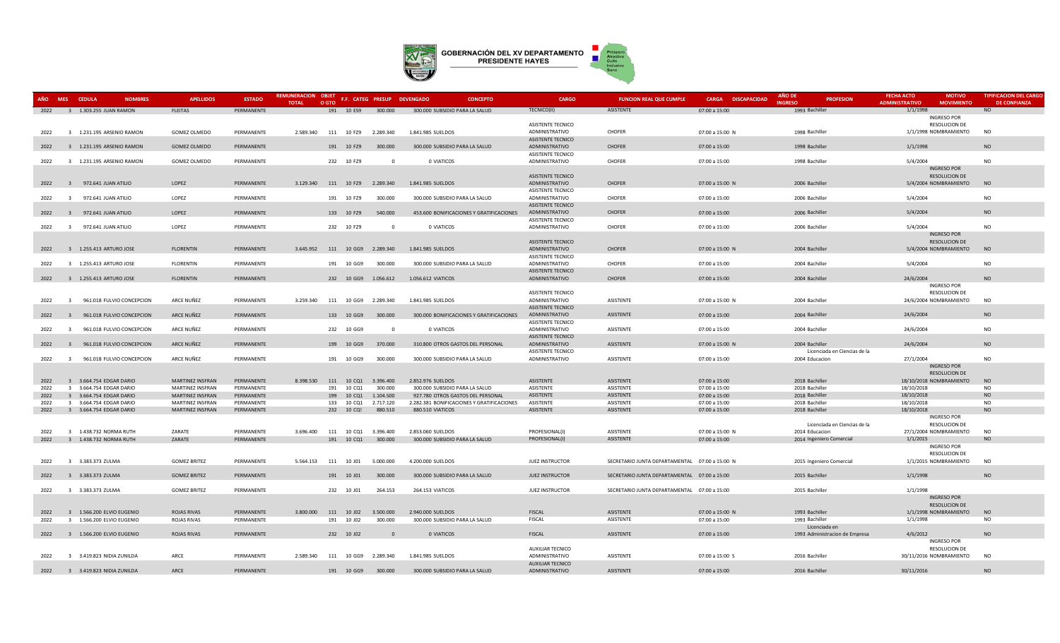# GOBERNACIÓN DEL XV DEPARTAMENTO PRESIDENTE HAYES

| AÑO | MES | CEDULA | NOMBRES | APELLIDOS | ESTADO | REMUNERACION TOTAL | OBJET O GTO | F.F. | CATEG | PRESUP | DEVENGADO | CONCEPTO | CARGO | FUNCION REAL QUE CUMPLE | CARGA | DISCAPACIDAD | AÑO DE INGRESO | PROFESION | FECHA ACTO ADMINISTRATIVO | MOTIVO MOVIMIENTO | TIPIFICACION DEL CARGO DE CONFIANZA |
|---|---|---|---|---|---|---|---|---|---|---|---|---|---|---|---|---|---|---|---|---|---|
| 2022 | 3 | 1.303.255 | JUAN RAMON | FLEITAS | PERMANENTE | | 191 | 10 | ES9 | 300.000 | 300.000 | SUBSIDIO PARA LA SALUD | TECNICO(II) | ASISTENTE | 07:00 a 15:00 | | 1993 | Bachiller | 1/1/1998 | | NO |
| 2022 | 3 | 1.231.195 | ARSENIO RAMON | GOMEZ OLMEDO | PERMANENTE | 2.589.340 | 111 | 10 | FZ9 | 2.289.340 | 1.841.985 | SUELDOS | ASISTENTE TECNICO ADMINISTRATIVO | CHOFER | 07:00 a 15:00 | N | 1998 | Bachiller | 1/1/1998 | INGRESO POR RESOLUCION DE NOMBRAMIENTO | NO |
| 2022 | 3 | 1.231.195 | ARSENIO RAMON | GOMEZ OLMEDO | PERMANENTE | | 191 | 10 | FZ9 | 300.000 | 300.000 | SUBSIDIO PARA LA SALUD | ASISTENTE TECNICO ADMINISTRATIVO | CHOFER | 07:00 a 15:00 | | 1998 | Bachiller | 1/1/1998 | | NO |
| 2022 | 3 | 1.231.195 | ARSENIO RAMON | GOMEZ OLMEDO | PERMANENTE | | 232 | 10 | FZ9 | 0 | 0 | VIATICOS | ASISTENTE TECNICO ADMINISTRATIVO | CHOFER | 07:00 a 15:00 | | 1998 | Bachiller | 5/4/2004 | | NO |
| 2022 | 3 | 972.641 | JUAN ATILIO | LOPEZ | PERMANENTE | 3.129.340 | 111 | 10 | FZ9 | 2.289.340 | 1.841.985 | SUELDOS | ASISTENTE TECNICO ADMINISTRATIVO | CHOFER | 07:00 a 15:00 | N | 2006 | Bachiller | 5/4/2004 | INGRESO POR RESOLUCION DE NOMBRAMIENTO | NO |
| 2022 | 3 | 972.641 | JUAN ATILIO | LOPEZ | PERMANENTE | | 191 | 10 | FZ9 | 300.000 | 300.000 | SUBSIDIO PARA LA SALUD | ASISTENTE TECNICO ADMINISTRATIVO | CHOFER | 07:00 a 15:00 | | 2006 | Bachiller | 5/4/2004 | | NO |
| 2022 | 3 | 972.641 | JUAN ATILIO | LOPEZ | PERMANENTE | | 133 | 10 | FZ9 | 540.000 | 453.600 | BONIFICACIONES Y GRATIFICACIONES | ASISTENTE TECNICO ADMINISTRATIVO | CHOFER | 07:00 a 15:00 | | 2006 | Bachiller | 5/4/2004 | | NO |
| 2022 | 3 | 972.641 | JUAN ATILIO | LOPEZ | PERMANENTE | | 232 | 10 | FZ9 | 0 | 0 | VIATICOS | ASISTENTE TECNICO ADMINISTRATIVO | CHOFER | 07:00 a 15:00 | | 2006 | Bachiller | 5/4/2004 | | NO |
| 2022 | 3 | 1.255.413 | ARTURO JOSE | FLORENTIN | PERMANENTE | 3.645.952 | 111 | 10 | GG9 | 2.289.340 | 1.841.985 | SUELDOS | ASISTENTE TECNICO ADMINISTRATIVO | CHOFER | 07:00 a 15:00 | N | 2004 | Bachiller | 5/4/2004 | INGRESO POR RESOLUCION DE NOMBRAMIENTO | NO |
| 2022 | 3 | 1.255.413 | ARTURO JOSE | FLORENTIN | PERMANENTE | | 191 | 10 | GG9 | 300.000 | 300.000 | SUBSIDIO PARA LA SALUD | ASISTENTE TECNICO ADMINISTRATIVO | CHOFER | 07:00 a 15:00 | | 2004 | Bachiller | 5/4/2004 | | NO |
| 2022 | 3 | 1.255.413 | ARTURO JOSE | FLORENTIN | PERMANENTE | | 232 | 10 | GG9 | 1.056.612 | 1.056.612 | VIATICOS | ASISTENTE TECNICO ADMINISTRATIVO | CHOFER | 07:00 a 15:00 | | 2004 | Bachiller | 24/6/2004 | | NO |
| 2022 | 3 | 961.018 | FULVIO CONCEPCION | ARCE NUÑEZ | PERMANENTE | 3.259.340 | 111 | 10 | GG9 | 2.289.340 | 1.841.985 | SUELDOS | ASISTENTE TECNICO ADMINISTRATIVO | ASISTENTE | 07:00 a 15:00 | N | 2004 | Bachiller | 24/6/2004 | INGRESO POR RESOLUCION DE NOMBRAMIENTO | NO |
| 2022 | 3 | 961.018 | FULVIO CONCEPCION | ARCE NUÑEZ | PERMANENTE | | 133 | 10 | GG9 | 300.000 | 300.000 | BONIFICACIONES Y GRATIFICACIONES | ASISTENTE TECNICO ADMINISTRATIVO | ASISTENTE | 07:00 a 15:00 | | 2004 | Bachiller | 24/6/2004 | | NO |
| 2022 | 3 | 961.018 | FULVIO CONCEPCION | ARCE NUÑEZ | PERMANENTE | | 232 | 10 | GG9 | 0 | 0 | VIATICOS | ASISTENTE TECNICO ADMINISTRATIVO | ASISTENTE | 07:00 a 15:00 | | 2004 | Bachiller | 24/6/2004 | | NO |
| 2022 | 3 | 961.018 | FULVIO CONCEPCION | ARCE NUÑEZ | PERMANENTE | | 199 | 10 | GG9 | 370.000 | 310.800 | OTROS GASTOS DEL PERSONAL | ASISTENTE TECNICO ADMINISTRATIVO | ASISTENTE | 07:00 a 15:00 | N | 2004 | Bachiller | 24/6/2004 | | NO |
| 2022 | 3 | 961.018 | FULVIO CONCEPCION | ARCE NUÑEZ | PERMANENTE | | 191 | 10 | GG9 | 300.000 | 300.000 | SUBSIDIO PARA LA SALUD | ASISTENTE TECNICO ADMINISTRATIVO | ASISTENTE | 07:00 a 15:00 | | 2004 | Licenciada en Ciencias de la Educacion | 27/1/2004 | | NO |
| 2022 | 3 | 3.664.754 | EDGAR DARIO | MARTINEZ INSFRAN | PERMANENTE | 8.398.530 | 111 | 10 | CQ1 | 3.396.400 | 2.852.976 | SUELDOS | ASISTENTE | ASISTENTE | 07:00 a 15:00 | | 2018 | Bachiller | 18/10/2018 | INGRESO POR RESOLUCION DE NOMBRAMIENTO | NO |
| 2022 | 3 | 3.664.754 | EDGAR DARIO | MARTINEZ INSFRAN | PERMANENTE | | 191 | 10 | CQ1 | 300.000 | 300.000 | SUBSIDIO PARA LA SALUD | ASISTENTE | ASISTENTE | 07:00 a 15:00 | | 2018 | Bachiller | 18/10/2018 | | NO |
| 2022 | 3 | 3.664.754 | EDGAR DARIO | MARTINEZ INSFRAN | PERMANENTE | | 199 | 10 | CQ1 | 1.104.500 | 927.780 | OTROS GASTOS DEL PERSONAL | ASISTENTE | ASISTENTE | 07:00 a 15:00 | | 2018 | Bachiller | 18/10/2018 | | NO |
| 2022 | 3 | 3.664.754 | EDGAR DARIO | MARTINEZ INSFRAN | PERMANENTE | | 133 | 10 | CQ1 | 2.717.120 | 2.282.381 | BONIFICACIONES Y GRATIFICACIONES | ASISTENTE | ASISTENTE | 07:00 a 15:00 | | 2018 | Bachiller | 18/10/2018 | | NO |
| 2022 | 3 | 3.664.754 | EDGAR DARIO | MARTINEZ INSFRAN | PERMANENTE | | 232 | 10 | CQ! | 880.510 | 880.510 | VIATICOS | ASISTENTE | ASISTENTE | 07:00 a 15:00 | | 2018 | Bachiller | 18/10/2018 | | NO |
| 2022 | 3 | 1.438.732 | NORMA RUTH | ZARATE | PERMANENTE | 3.696.400 | 111 | 10 | CQ1 | 3.396.400 | 2.853.060 | SUELDOS | PROFESIONAL(I) | ASISTENTE | 07:00 a 15:00 | N | 2014 | Licenciada en Ciencias de la Educacion | 27/1/2004 | INGRESO POR RESOLUCION DE NOMBRAMIENTO | NO |
| 2022 | 3 | 1.438.732 | NORMA RUTH | ZARATE | PERMANENTE | | 191 | 10 | CQ1 | 300.000 | 300.000 | SUBSIDIO PARA LA SALUD | PROFESIONAL(I) | ASISTENTE | 07:00 a 15:00 | | 2014 | Ingeniero Comercial | 1/1/2015 | | NO |
| 2022 | 3 | 3.383.373 | ZULMA | GOMEZ BRITEZ | PERMANENTE | 5.564.153 | 111 | 10 | J01 | 5.000.000 | 4.200.000 | SUELDOS | JUEZ INSTRUCTOR | SECRETARIO JUNTA DEPARTAMENTAL | 07:00 a 15:00 | N | 2015 | Ingeniero Comercial | 1/1/2015 | INGRESO POR RESOLUCION DE NOMBRAMIENTO | NO |
| 2022 | 3 | 3.383.373 | ZULMA | GOMEZ BRITEZ | PERMANENTE | | 191 | 10 | J01 | 300.000 | 300.000 | SUBSIDIO PARA LA SALUD | JUEZ INSTRUCTOR | SECRETARIO JUNTA DEPARTAMENTAL | 07:00 a 15:00 | | 2015 | Bachiller | 1/1/1998 | | NO |
| 2022 | 3 | 3.383.373 | ZULMA | GOMEZ BRITEZ | PERMANENTE | | 232 | 10 | J01 | 264.153 | 264.153 | VIATICOS | JUEZ INSTRUCTOR | SECRETARIO JUNTA DEPARTAMENTAL | 07:00 a 15:00 | | 2015 | Bachiller | 1/1/1998 | | |
| 2022 | 3 | 1.566.200 | ELVIO EUGENIO | ROJAS RIVAS | PERMANENTE | 3.800.000 | 111 | 10 | J02 | 3.500.000 | 2.940.000 | SUELDOS | FISCAL | ASISTENTE | 07:00 a 15:00 | N | 1993 | Bachiller | 1/1/1998 | INGRESO POR RESOLUCION DE NOMBRAMIENTO | NO |
| 2022 | 3 | 1.566.200 | ELVIO EUGENIO | ROJAS RIVAS | PERMANENTE | | 191 | 10 | J02 | 300.000 | 300.000 | SUBSIDIO PARA LA SALUD | FISCAL | ASISTENTE | 07:00 a 15:00 | | 1993 | Bachiller | 1/1/1998 | | NO |
| 2022 | 3 | 1.566.200 | ELVIO EUGENIO | ROJAS RIVAS | PERMANENTE | | 232 | 10 | J02 | 0 | 0 | VIATICOS | FISCAL | ASISTENTE | 07:00 a 15:00 | | 1993 | Licenciada en Administracion de Empresa | 4/6/2012 | | NO |
| 2022 | 3 | 3.419.823 | NIDIA ZUNILDA | ARCE | PERMANENTE | 2.589.340 | 111 | 10 | GG9 | 2.289.340 | 1.841.985 | SUELDOS | AUXILIAR TECNICO ADMINISTRATIVO | ASISTENTE | 07:00 a 15:00 | S | 2016 | Bachiller | 30/11/2016 | INGRESO POR RESOLUCION DE NOMBRAMIENTO | NO |
| 2022 | 3 | 3.419.823 | NIDIA ZUNILDA | ARCE | PERMANENTE | | 191 | 10 | GG9 | 300.000 | 300.000 | SUBSIDIO PARA LA SALUD | AUXILIAR TECNICO ADMINISTRATIVO | ASISTENTE | 07:00 a 15:00 | | 2016 | Bachiller | 30/11/2016 | | NO |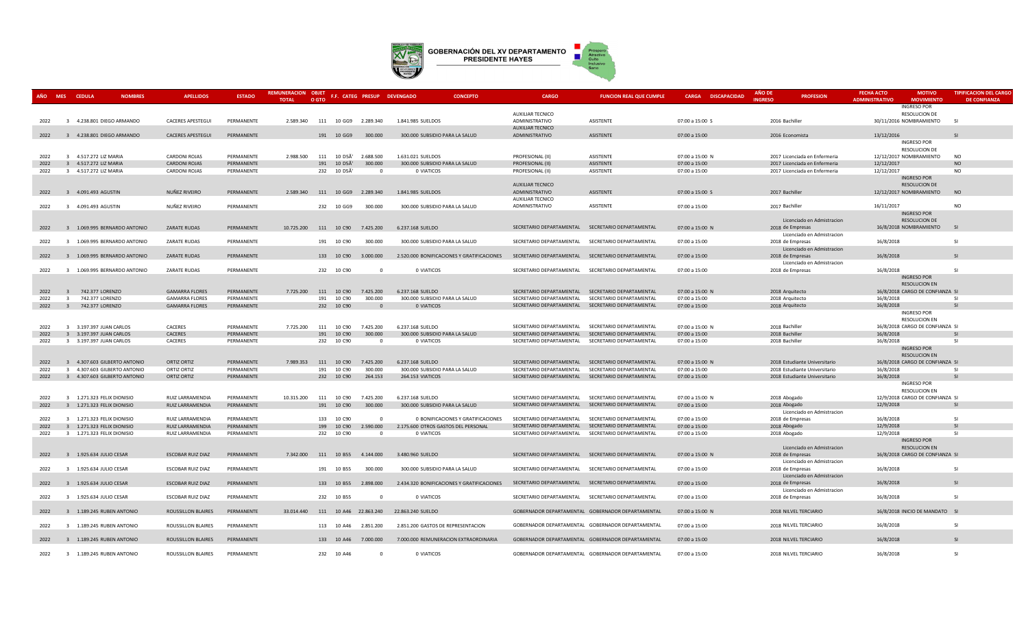# GOBERNACIÓN DEL XV DEPARTAMENTO PRESIDENTE HAYES

| AÑO | MES | CEDULA | NOMBRES | APELLIDOS | ESTADO | REMUNERACION TOTAL | OBJETO GTO | F.F. | CATEG | PRESUP | DEVENGADO | CONCEPTO | CARGO | FUNCION REAL QUE CUMPLE | CARGA | DISCAPACIDAD | AÑO DE INGRESO | PROFESION | FECHA ACTO ADMINISTRATIVO | MOTIVO MOVIMIENTO | TIPIFICACION DEL CARGO DE CONFIANZA |
|---|---|---|---|---|---|---|---|---|---|---|---|---|---|---|---|---|---|---|---|---|---|
| 2022 | 3 | 4.238.801 | DIEGO ARMANDO | CACERES APESTEGUI | PERMANENTE | 2.589.340 | 111 | 10 | GG9 | 2.289.340 | 1.841.985 | SUELDOS | AUXILIAR TECNICO ADMINISTRATIVO | ASISTENTE | 07:00 a 15:00 | S | 2016 | Bachiller | 30/11/2016 | INGRESO POR RESOLUCION DE NOMBRAMIENTO | SI |
| 2022 | 3 | 4.238.801 | DIEGO ARMANDO | CACERES APESTEGUI | PERMANENTE | | 191 | 10 | GG9 | 300.000 | 300.000 | SUBSIDIO PARA LA SALUD | AUXILIAR TECNICO ADMINISTRATIVO | ASISTENTE | 07:00 a 15:00 | | 2016 | Economista | 13/12/2016 | | SI |
| 2022 | 3 | 4.517.272 | LIZ MARIA | CARDONI ROJAS | PERMANENTE | 2.988.500 | 111 | 10 | DSÂ' | 2.688.500 | 1.631.021 | SUELDOS | PROFESIONAL (II) | ASISTENTE | 07:00 a 15:00 | N | 2017 | Licenciada en Enfermeria | 12/12/2017 | INGRESO POR RESOLUCION DE NOMBRAMIENTO | NO |
| 2022 | 3 | 4.517.272 | LIZ MARIA | CARDONI ROJAS | PERMANENTE | | 191 | 10 | DSÂ' | 300.000 | 300.000 | SUBSIDIO PARA LA SALUD | PROFESIONAL (II) | ASISTENTE | 07:00 a 15:00 | | 2017 | Licenciada en Enfermeria | 12/12/2017 | | NO |
| 2022 | 3 | 4.517.272 | LIZ MARIA | CARDONI ROJAS | PERMANENTE | | 232 | 10 | DSÂ' | 0 | 0 | VIATICOS | PROFESIONAL (II) | ASISTENTE | 07:00 a 15:00 | | 2017 | Licenciada en Enfermeria | 12/12/2017 | | NO |
| 2022 | 3 | 4.091.493 | AGUSTIN | NUÑEZ RIVEIRO | PERMANENTE | 2.589.340 | 111 | 10 | GG9 | 2.289.340 | 1.841.985 | SUELDOS | AUXILIAR TECNICO ADMINISTRATIVO | ASISTENTE | 07:00 a 15:00 | S | 2017 | Bachiller | 12/12/2017 | INGRESO POR RESOLUCION DE NOMBRAMIENTO | NO |
| 2022 | 3 | 4.091.493 | AGUSTIN | NUÑEZ RIVEIRO | PERMANENTE | | 232 | 10 | GG9 | 300.000 | 300.000 | SUBSIDIO PARA LA SALUD | AUXILIAR TECNICO ADMINISTRATIVO | ASISTENTE | 07:00 a 15:00 | | 2017 | Bachiller | 16/11/2017 | | NO |
| 2022 | 3 | 1.069.995 | BERNARDO ANTONIO | ZARATE RUDAS | PERMANENTE | 10.725.200 | 111 | 10 | C90 | 7.425.200 | 6.237.168 | SUELDO | SECRETARIO DEPARTAMENTAL | SECRETARIO DEPARTAMENTAL | 07:00 a 15:00 | N | 2018 | Licenciado en Admistracion de Empresas | 16/8/2018 | INGRESO POR RESOLUCION DE NOMBRAMIENTO | SI |
| 2022 | 3 | 1.069.995 | BERNARDO ANTONIO | ZARATE RUDAS | PERMANENTE | | 191 | 10 | C90 | 300.000 | 300.000 | SUBSIDIO PARA LA SALUD | SECRETARIO DEPARTAMENTAL | SECRETARIO DEPARTAMENTAL | 07:00 a 15:00 | | 2018 | Licenciado en Admistracion de Empresas | 16/8/2018 | | SI |
| 2022 | 3 | 1.069.995 | BERNARDO ANTONIO | ZARATE RUDAS | PERMANENTE | | 133 | 10 | C90 | 3.000.000 | 2.520.000 | BONIFICACIONES Y GRATIFICACIONES | SECRETARIO DEPARTAMENTAL | SECRETARIO DEPARTAMENTAL | 07:00 a 15:00 | | 2018 | Licenciado en Admistracion de Empresas | 16/8/2018 | | SI |
| 2022 | 3 | 1.069.995 | BERNARDO ANTONIO | ZARATE RUDAS | PERMANENTE | | 232 | 10 | C90 | 0 | 0 | VIATICOS | SECRETARIO DEPARTAMENTAL | SECRETARIO DEPARTAMENTAL | 07:00 a 15:00 | | 2018 | Licenciado en Admistracion de Empresas | 16/8/2018 | | SI |
| 2022 | 3 | 742.377 | LORENZO | GAMARRA FLORES | PERMANENTE | 7.725.200 | 111 | 10 | C90 | 7.425.200 | 6.237.168 | SUELDO | SECRETARIO DEPARTAMENTAL | SECRETARIO DEPARTAMENTAL | 07:00 a 15:00 | N | 2018 | Arquitecto | 16/8/2018 | INGRESO POR RESOLUCION EN CARGO DE CONFIANZA | SI |
| 2022 | 3 | 742.377 | LORENZO | GAMARRA FLORES | PERMANENTE | | 191 | 10 | C90 | 300.000 | 300.000 | SUBSIDIO PARA LA SALUD | SECRETARIO DEPARTAMENTAL | SECRETARIO DEPARTAMENTAL | 07:00 a 15:00 | | 2018 | Arquitecto | 16/8/2018 | | SI |
| 2022 | 3 | 742.377 | LORENZO | GAMARRA FLORES | PERMANENTE | | 232 | 10 | C90 | 0 | 0 | VIATICOS | SECRETARIO DEPARTAMENTAL | SECRETARIO DEPARTAMENTAL | 07:00 a 15:00 | | 2018 | Arquitecto | 16/8/2018 | | SI |
| 2022 | 3 | 3.197.397 | JUAN CARLOS | CACERES | PERMANENTE | 7.725.200 | 111 | 10 | C90 | 7.425.200 | 6.237.168 | SUELDO | SECRETARIO DEPARTAMENTAL | SECRETARIO DEPARTAMENTAL | 07:00 a 15:00 | N | 2018 | Bachiller | 16/8/2018 | INGRESO POR RESOLUCION EN CARGO DE CONFIANZA | SI |
| 2022 | 3 | 3.197.397 | JUAN CARLOS | CACERES | PERMANENTE | | 191 | 10 | C90 | 300.000 | 300.000 | SUBSIDIO PARA LA SALUD | SECRETARIO DEPARTAMENTAL | SECRETARIO DEPARTAMENTAL | 07:00 a 15:00 | | 2018 | Bachiller | 16/8/2018 | | SI |
| 2022 | 3 | 3.197.397 | JUAN CARLOS | CACERES | PERMANENTE | | 232 | 10 | C90 | 0 | 0 | VIATICOS | SECRETARIO DEPARTAMENTAL | SECRETARIO DEPARTAMENTAL | 07:00 a 15:00 | | 2018 | Bachiller | 16/8/2018 | | SI |
| 2022 | 3 | 4.307.603 | GILBERTO ANTONIO | ORTIZ ORTIZ | PERMANENTE | 7.989.353 | 111 | 10 | C90 | 7.425.200 | 6.237.168 | SUELDO | SECRETARIO DEPARTAMENTAL | SECRETARIO DEPARTAMENTAL | 07:00 a 15:00 | N | 2018 | Estudiante Universitario | 16/8/2018 | INGRESO POR RESOLUCION EN CARGO DE CONFIANZA | SI |
| 2022 | 3 | 4.307.603 | GILBERTO ANTONIO | ORTIZ ORTIZ | PERMANENTE | | 191 | 10 | C90 | 300.000 | 300.000 | SUBSIDIO PARA LA SALUD | SECRETARIO DEPARTAMENTAL | SECRETARIO DEPARTAMENTAL | 07:00 a 15:00 | | 2018 | Estudiante Universitario | 16/8/2018 | | SI |
| 2022 | 3 | 4.307.603 | GILBERTO ANTONIO | ORTIZ ORTIZ | PERMANENTE | | 232 | 10 | C90 | 264.153 | 264.153 | VIATICOS | SECRETARIO DEPARTAMENTAL | SECRETARIO DEPARTAMENTAL | 07:00 a 15:00 | | 2018 | Estudiante Universitario | 16/8/2018 | | SI |
| 2022 | 3 | 1.271.323 | FELIX DIONISIO | RUIZ LARRAMENDIA | PERMANENTE | 10.315.200 | 111 | 10 | C90 | 7.425.200 | 6.237.168 | SUELDO | SECRETARIO DEPARTAMENTAL | SECRETARIO DEPARTAMENTAL | 07:00 a 15:00 | N | 2018 | Abogado | 12/9/2018 | INGRESO POR RESOLUCION EN CARGO DE CONFIANZA | SI |
| 2022 | 3 | 1.271.323 | FELIX DIONISIO | RUIZ LARRAMENDIA | PERMANENTE | | 191 | 10 | C90 | 300.000 | 300.000 | SUBSIDIO PARA LA SALUD | SECRETARIO DEPARTAMENTAL | SECRETARIO DEPARTAMENTAL | 07:00 a 15:00 | | 2018 | Abogado | 12/9/2018 | | SI |
| 2022 | 3 | 1.271.323 | FELIX DIONISIO | RUIZ LARRAMENDIA | PERMANENTE | | 133 | 10 | C90 | 0 | 0 | BONIFICACIONES Y GRATIFICACIONES | SECRETARIO DEPARTAMENTAL | SECRETARIO DEPARTAMENTAL | 07:00 a 15:00 | | 2018 | Licenciado en Admistracion de Empresas | 16/8/2018 | | SI |
| 2022 | 3 | 1.271.323 | FELIX DIONISIO | RUIZ LARRAMENDIA | PERMANENTE | | 199 | 10 | C90 | 2.590.000 | 2.175.600 | OTROS GASTOS DEL PERSONAL | SECRETARIO DEPARTAMENTAL | SECRETARIO DEPARTAMENTAL | 07:00 a 15:00 | | 2018 | Abogado | 12/9/2018 | | SI |
| 2022 | 3 | 1.271.323 | FELIX DIONISIO | RUIZ LARRAMENDIA | PERMANENTE | | 232 | 10 | C90 | 0 | 0 | VIATICOS | SECRETARIO DEPARTAMENTAL | SECRETARIO DEPARTAMENTAL | 07:00 a 15:00 | | 2018 | Abogado | 12/9/2018 | | SI |
| 2022 | 3 | 1.925.634 | JULIO CESAR | ESCOBAR RUIZ DIAZ | PERMANENTE | 7.342.000 | 111 | 10 | B55 | 4.144.000 | 3.480.960 | SUELDO | SECRETARIO DEPARTAMENTAL | SECRETARIO DEPARTAMENTAL | 07:00 a 15:00 | N | 2018 | Licenciado en Admistracion de Empresas | 16/8/2018 | INGRESO POR RESOLUCION EN CARGO DE CONFIANZA | SI |
| 2022 | 3 | 1.925.634 | JULIO CESAR | ESCOBAR RUIZ DIAZ | PERMANENTE | | 191 | 10 | B55 | 300.000 | 300.000 | SUBSIDIO PARA LA SALUD | SECRETARIO DEPARTAMENTAL | SECRETARIO DEPARTAMENTAL | 07:00 a 15:00 | | 2018 | Licenciado en Admistracion de Empresas | 16/8/2018 | | SI |
| 2022 | 3 | 1.925.634 | JULIO CESAR | ESCOBAR RUIZ DIAZ | PERMANENTE | | 133 | 10 | B55 | 2.898.000 | 2.434.320 | BONIFICACIONES Y GRATIFICACIONES | SECRETARIO DEPARTAMENTAL | SECRETARIO DEPARTAMENTAL | 07:00 a 15:00 | | 2018 | Licenciado en Admistracion de Empresas | 16/8/2018 | | SI |
| 2022 | 3 | 1.925.634 | JULIO CESAR | ESCOBAR RUIZ DIAZ | PERMANENTE | | 232 | 10 | B55 | 0 | 0 | VIATICOS | SECRETARIO DEPARTAMENTAL | SECRETARIO DEPARTAMENTAL | 07:00 a 15:00 | | 2018 | Licenciado en Admistracion de Empresas | 16/8/2018 | | SI |
| 2022 | 3 | 1.189.245 | RUBEN ANTONIO | ROUSSILLON BLAIRES | PERMANENTE | 33.014.440 | 111 | 10 | A46 | 22.863.240 | 22.863.240 | SUELDO | GOBERNADOR DEPARTAMENTAL | GOBERNADOR DEPARTAMENTAL | 07:00 a 15:00 | N | 2018 | NILVEL TERCIARIO | 16/8/2018 | INICIO DE MANDATO | SI |
| 2022 | 3 | 1.189.245 | RUBEN ANTONIO | ROUSSILLON BLAIRES | PERMANENTE | | 113 | 10 | A46 | 2.851.200 | 2.851.200 | GASTOS DE REPRESENTACION | GOBERNADOR DEPARTAMENTAL | GOBERNADOR DEPARTAMENTAL | 07:00 a 15:00 | | 2018 | NILVEL TERCIARIO | 16/8/2018 | | SI |
| 2022 | 3 | 1.189.245 | RUBEN ANTONIO | ROUSSILLON BLAIRES | PERMANENTE | | 133 | 10 | A46 | 7.000.000 | 7.000.000 | REMUNERACION EXTRAORDINARIA | GOBERNADOR DEPARTAMENTAL | GOBERNADOR DEPARTAMENTAL | 07:00 a 15:00 | | 2018 | NILVEL TERCIARIO | 16/8/2018 | | SI |
| 2022 | 3 | 1.189.245 | RUBEN ANTONIO | ROUSSILLON BLAIRES | PERMANENTE | | 232 | 10 | A46 | 0 | 0 | VIATICOS | GOBERNADOR DEPARTAMENTAL | GOBERNADOR DEPARTAMENTAL | 07:00 a 15:00 | | 2018 | NILVEL TERCIARIO | 16/8/2018 | | SI |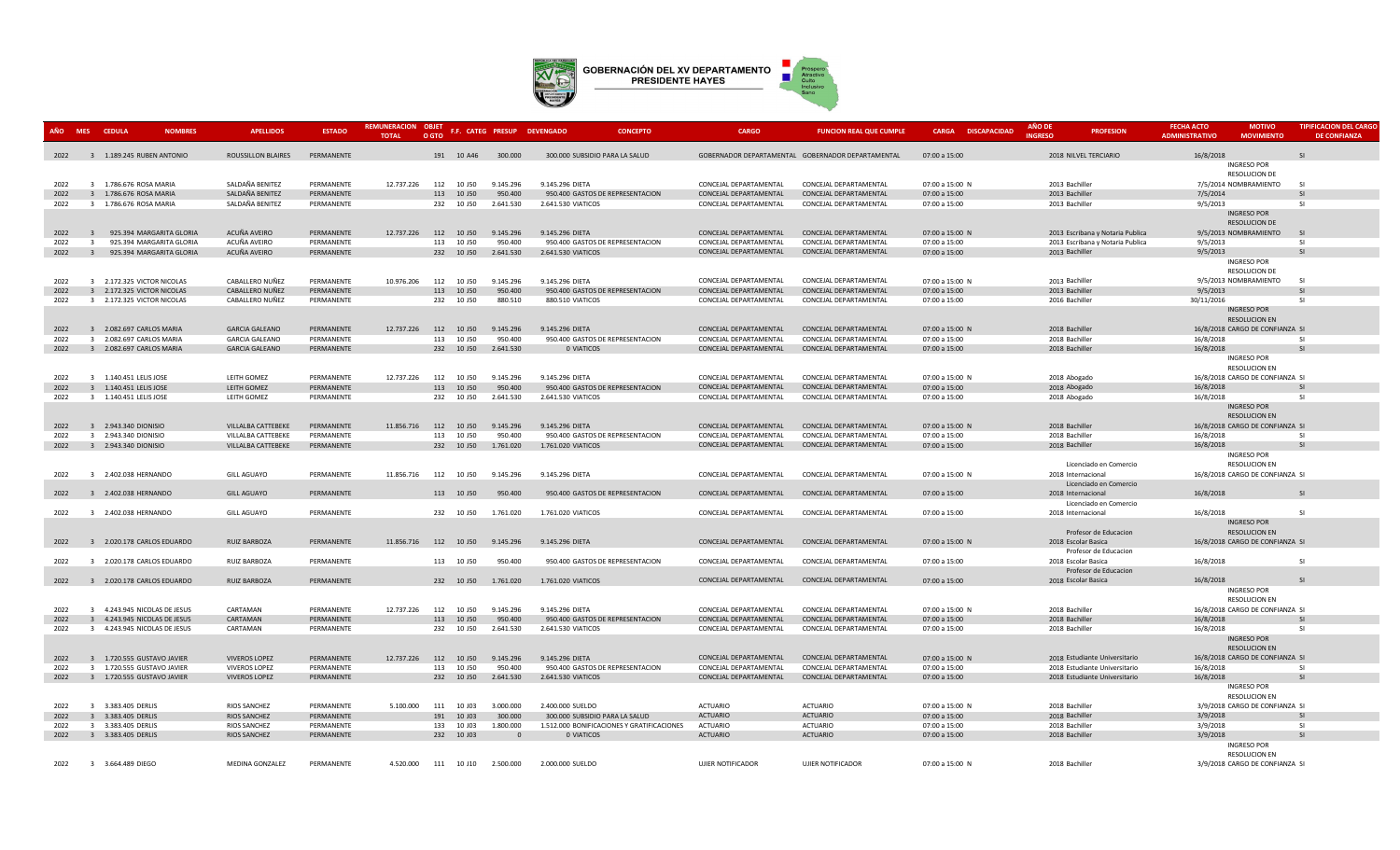# GOBERNACIÓN DEL XV DEPARTAMENTO PRESIDENTE HAYES

| AÑO | MES | CEDULA | NOMBRES | APELLIDOS | ESTADO | REMUNERACION TOTAL | OBJET O GTO | F.F. | CATEG | PRESUP | DEVENGADO | CONCEPTO | CARGO | FUNCION REAL QUE CUMPLE | CARGA | DISCAPACIDAD | AÑO DE INGRESO | PROFESION | FECHA ACTO ADMINISTRATIVO | MOTIVO MOVIMIENTO | TIPIFICACION DEL CARGO DE CONFIANZA |
|---|---|---|---|---|---|---|---|---|---|---|---|---|---|---|---|---|---|---|---|---|---|
| 2022 | 3 | 1.189.245 | RUBEN ANTONIO | ROUSSILLON BLAIRES | PERMANENTE | | 191 | 10 | A46 | 300.000 | 300.000 | SUBSIDIO PARA LA SALUD | GOBERNADOR DEPARTAMENTAL | GOBERNADOR DEPARTAMENTAL | 07:00 a 15:00 | | 2018 | NILVEL TERCIARIO | 16/8/2018 | | SI |
| 2022 | 3 | 1.786.676 | ROSA MARIA | SALDAÑA BENITEZ | PERMANENTE | 12.737.226 | 112 | 10 | J50 | 9.145.296 | 9.145.296 | DIETA | CONCEJAL DEPARTAMENTAL | CONCEJAL DEPARTAMENTAL | 07:00 a 15:00 | N | 2013 | Bachiller | 7/5/2014 | INGRESO POR RESOLUCION DE NOMBRAMIENTO | SI |
| 2022 | 3 | 1.786.676 | ROSA MARIA | SALDAÑA BENITEZ | PERMANENTE | | 113 | 10 | J50 | 950.400 | 950.400 | GASTOS DE REPRESENTACION | CONCEJAL DEPARTAMENTAL | CONCEJAL DEPARTAMENTAL | 07:00 a 15:00 | | 2013 | Bachiller | 7/5/2014 | | SI |
| 2022 | 3 | 1.786.676 | ROSA MARIA | SALDAÑA BENITEZ | PERMANENTE | | 232 | 10 | J50 | 2.641.530 | 2.641.530 | VIATICOS | CONCEJAL DEPARTAMENTAL | CONCEJAL DEPARTAMENTAL | 07:00 a 15:00 | | 2013 | Bachiller | 9/5/2013 | | SI |
| 2022 | 3 | 925.394 | MARGARITA GLORIA | ACUÑA AVEIRO | PERMANENTE | 12.737.226 | 112 | 10 | J50 | 9.145.296 | 9.145.296 | DIETA | CONCEJAL DEPARTAMENTAL | CONCEJAL DEPARTAMENTAL | 07:00 a 15:00 | N | 2013 | Escribana y Notaria Publica | 9/5/2013 | INGRESO POR RESOLUCION DE NOMBRAMIENTO | SI |
| 2022 | 3 | 925.394 | MARGARITA GLORIA | ACUÑA AVEIRO | PERMANENTE | | 113 | 10 | J50 | 950.400 | 950.400 | GASTOS DE REPRESENTACION | CONCEJAL DEPARTAMENTAL | CONCEJAL DEPARTAMENTAL | 07:00 a 15:00 | | 2013 | Escribana y Notaria Publica | 9/5/2013 | | SI |
| 2022 | 3 | 925.394 | MARGARITA GLORIA | ACUÑA AVEIRO | PERMANENTE | | 232 | 10 | J50 | 2.641.530 | 2.641.530 | VIATICOS | CONCEJAL DEPARTAMENTAL | CONCEJAL DEPARTAMENTAL | 07:00 a 15:00 | | 2013 | Bachiller | 9/5/2013 | | SI |
| 2022 | 3 | 2.172.325 | VICTOR NICOLAS | CABALLERO NUÑEZ | PERMANENTE | 10.976.206 | 112 | 10 | J50 | 9.145.296 | 9.145.296 | DIETA | CONCEJAL DEPARTAMENTAL | CONCEJAL DEPARTAMENTAL | 07:00 a 15:00 | N | 2013 | Bachiller | 9/5/2013 | INGRESO POR RESOLUCION DE NOMBRAMIENTO | SI |
| 2022 | 3 | 2.172.325 | VICTOR NICOLAS | CABALLERO NUÑEZ | PERMANENTE | | 113 | 10 | J50 | 950.400 | 950.400 | GASTOS DE REPRESENTACION | CONCEJAL DEPARTAMENTAL | CONCEJAL DEPARTAMENTAL | 07:00 a 15:00 | | 2013 | Bachiller | 9/5/2013 | | SI |
| 2022 | 3 | 2.172.325 | VICTOR NICOLAS | CABALLERO NUÑEZ | PERMANENTE | | 232 | 10 | J50 | 880.510 | 880.510 | VIATICOS | CONCEJAL DEPARTAMENTAL | CONCEJAL DEPARTAMENTAL | 07:00 a 15:00 | | 2016 | Bachiller | 30/11/2016 | | SI |
| 2022 | 3 | 2.082.697 | CARLOS MARIA | GARCIA GALEANO | PERMANENTE | 12.737.226 | 112 | 10 | J50 | 9.145.296 | 9.145.296 | DIETA | CONCEJAL DEPARTAMENTAL | CONCEJAL DEPARTAMENTAL | 07:00 a 15:00 | N | 2018 | Bachiller | 16/8/2018 | INGRESO POR RESOLUCION EN CARGO DE CONFIANZA | SI |
| 2022 | 3 | 2.082.697 | CARLOS MARIA | GARCIA GALEANO | PERMANENTE | | 113 | 10 | J50 | 950.400 | 950.400 | GASTOS DE REPRESENTACION | CONCEJAL DEPARTAMENTAL | CONCEJAL DEPARTAMENTAL | 07:00 a 15:00 | | 2018 | Bachiller | 16/8/2018 | | SI |
| 2022 | 3 | 2.082.697 | CARLOS MARIA | GARCIA GALEANO | PERMANENTE | | 232 | 10 | J50 | 2.641.530 | 0 | VIATICOS | CONCEJAL DEPARTAMENTAL | CONCEJAL DEPARTAMENTAL | 07:00 a 15:00 | | 2018 | Bachiller | 16/8/2018 | | SI |
| 2022 | 3 | 1.140.451 | LELIS JOSE | LEITH GOMEZ | PERMANENTE | 12.737.226 | 112 | 10 | J50 | 9.145.296 | 9.145.296 | DIETA | CONCEJAL DEPARTAMENTAL | CONCEJAL DEPARTAMENTAL | 07:00 a 15:00 | N | 2018 | Abogado | 16/8/2018 | INGRESO POR RESOLUCION EN CARGO DE CONFIANZA | SI |
| 2022 | 3 | 1.140.451 | LELIS JOSE | LEITH GOMEZ | PERMANENTE | | 113 | 10 | J50 | 950.400 | 950.400 | GASTOS DE REPRESENTACION | CONCEJAL DEPARTAMENTAL | CONCEJAL DEPARTAMENTAL | 07:00 a 15:00 | | 2018 | Abogado | 16/8/2018 | | SI |
| 2022 | 3 | 1.140.451 | LELIS JOSE | LEITH GOMEZ | PERMANENTE | | 232 | 10 | J50 | 2.641.530 | 2.641.530 | VIATICOS | CONCEJAL DEPARTAMENTAL | CONCEJAL DEPARTAMENTAL | 07:00 a 15:00 | | 2018 | Abogado | 16/8/2018 | | SI |
| 2022 | 3 | 2.943.340 | DIONISIO | VILLALBA CATTEBEKE | PERMANENTE | 11.856.716 | 112 | 10 | J50 | 9.145.296 | 9.145.296 | DIETA | CONCEJAL DEPARTAMENTAL | CONCEJAL DEPARTAMENTAL | 07:00 a 15:00 | N | 2018 | Bachiller | 16/8/2018 | INGRESO POR RESOLUCION EN CARGO DE CONFIANZA | SI |
| 2022 | 3 | 2.943.340 | DIONISIO | VILLALBA CATTEBEKE | PERMANENTE | | 113 | 10 | J50 | 950.400 | 950.400 | GASTOS DE REPRESENTACION | CONCEJAL DEPARTAMENTAL | CONCEJAL DEPARTAMENTAL | 07:00 a 15:00 | | 2018 | Bachiller | 16/8/2018 | | SI |
| 2022 | 3 | 2.943.340 | DIONISIO | VILLALBA CATTEBEKE | PERMANENTE | | 232 | 10 | J50 | 1.761.020 | 1.761.020 | VIATICOS | CONCEJAL DEPARTAMENTAL | CONCEJAL DEPARTAMENTAL | 07:00 a 15:00 | | 2018 | Bachiller | 16/8/2018 | | SI |
| 2022 | 3 | 2.402.038 | HERNANDO | GILL AGUAYO | PERMANENTE | 11.856.716 | 112 | 10 | J50 | 9.145.296 | 9.145.296 | DIETA | CONCEJAL DEPARTAMENTAL | CONCEJAL DEPARTAMENTAL | 07:00 a 15:00 | N | 2018 | Licenciado en Comercio Internacional | 16/8/2018 | INGRESO POR RESOLUCION EN CARGO DE CONFIANZA | SI |
| 2022 | 3 | 2.402.038 | HERNANDO | GILL AGUAYO | PERMANENTE | | 113 | 10 | J50 | 950.400 | 950.400 | GASTOS DE REPRESENTACION | CONCEJAL DEPARTAMENTAL | CONCEJAL DEPARTAMENTAL | 07:00 a 15:00 | | 2018 | Licenciado en Comercio Internacional | 16/8/2018 | | SI |
| 2022 | 3 | 2.402.038 | HERNANDO | GILL AGUAYO | PERMANENTE | | 232 | 10 | J50 | 1.761.020 | 1.761.020 | VIATICOS | CONCEJAL DEPARTAMENTAL | CONCEJAL DEPARTAMENTAL | 07:00 a 15:00 | | 2018 | Licenciado en Comercio Internacional | 16/8/2018 | | SI |
| 2022 | 3 | 2.020.178 | CARLOS EDUARDO | RUIZ BARBOZA | PERMANENTE | 11.856.716 | 112 | 10 | J50 | 9.145.296 | 9.145.296 | DIETA | CONCEJAL DEPARTAMENTAL | CONCEJAL DEPARTAMENTAL | 07:00 a 15:00 | N | 2018 | Profesor de Educacion Escolar Basica | 16/8/2018 | INGRESO POR RESOLUCION EN CARGO DE CONFIANZA | SI |
| 2022 | 3 | 2.020.178 | CARLOS EDUARDO | RUIZ BARBOZA | PERMANENTE | | 113 | 10 | J50 | 950.400 | 950.400 | GASTOS DE REPRESENTACION | CONCEJAL DEPARTAMENTAL | CONCEJAL DEPARTAMENTAL | 07:00 a 15:00 | | 2018 | Profesor de Educacion Escolar Basica | 16/8/2018 | | SI |
| 2022 | 3 | 2.020.178 | CARLOS EDUARDO | RUIZ BARBOZA | PERMANENTE | | 232 | 10 | J50 | 1.761.020 | 1.761.020 | VIATICOS | CONCEJAL DEPARTAMENTAL | CONCEJAL DEPARTAMENTAL | 07:00 a 15:00 | | 2018 | Profesor de Educacion Escolar Basica | 16/8/2018 | | SI |
| 2022 | 3 | 4.243.945 | NICOLAS DE JESUS | CARTAMAN | PERMANENTE | 12.737.226 | 112 | 10 | J50 | 9.145.296 | 9.145.296 | DIETA | CONCEJAL DEPARTAMENTAL | CONCEJAL DEPARTAMENTAL | 07:00 a 15:00 | N | 2018 | Bachiller | 16/8/2018 | INGRESO POR RESOLUCION EN CARGO DE CONFIANZA | SI |
| 2022 | 3 | 4.243.945 | NICOLAS DE JESUS | CARTAMAN | PERMANENTE | | 113 | 10 | J50 | 950.400 | 950.400 | GASTOS DE REPRESENTACION | CONCEJAL DEPARTAMENTAL | CONCEJAL DEPARTAMENTAL | 07:00 a 15:00 | | 2018 | Bachiller | 16/8/2018 | | SI |
| 2022 | 3 | 4.243.945 | NICOLAS DE JESUS | CARTAMAN | PERMANENTE | | 232 | 10 | J50 | 2.641.530 | 2.641.530 | VIATICOS | CONCEJAL DEPARTAMENTAL | CONCEJAL DEPARTAMENTAL | 07:00 a 15:00 | | 2018 | Bachiller | 16/8/2018 | | SI |
| 2022 | 3 | 1.720.555 | GUSTAVO JAVIER | VIVEROS LOPEZ | PERMANENTE | 12.737.226 | 112 | 10 | J50 | 9.145.296 | 9.145.296 | DIETA | CONCEJAL DEPARTAMENTAL | CONCEJAL DEPARTAMENTAL | 07:00 a 15:00 | N | 2018 | Estudiante Universitario | 16/8/2018 | INGRESO POR RESOLUCION EN CARGO DE CONFIANZA | SI |
| 2022 | 3 | 1.720.555 | GUSTAVO JAVIER | VIVEROS LOPEZ | PERMANENTE | | 113 | 10 | J50 | 950.400 | 950.400 | GASTOS DE REPRESENTACION | CONCEJAL DEPARTAMENTAL | CONCEJAL DEPARTAMENTAL | 07:00 a 15:00 | | 2018 | Estudiante Universitario | 16/8/2018 | | SI |
| 2022 | 3 | 1.720.555 | GUSTAVO JAVIER | VIVEROS LOPEZ | PERMANENTE | | 232 | 10 | J50 | 2.641.530 | 2.641.530 | VIATICOS | CONCEJAL DEPARTAMENTAL | CONCEJAL DEPARTAMENTAL | 07:00 a 15:00 | | 2018 | Estudiante Universitario | 16/8/2018 | | SI |
| 2022 | 3 | 3.383.405 | DERLIS | RIOS SANCHEZ | PERMANENTE | 5.100.000 | 111 | 10 | J03 | 3.000.000 | 2.400.000 | SUELDO | ACTUARIO | ACTUARIO | 07:00 a 15:00 | N | 2018 | Bachiller | 3/9/2018 | INGRESO POR RESOLUCION EN CARGO DE CONFIANZA | SI |
| 2022 | 3 | 3.383.405 | DERLIS | RIOS SANCHEZ | PERMANENTE | | 191 | 10 | J03 | 300.000 | 300.000 | SUBSIDIO PARA LA SALUD | ACTUARIO | ACTUARIO | 07:00 a 15:00 | | 2018 | Bachiller | 3/9/2018 | | SI |
| 2022 | 3 | 3.383.405 | DERLIS | RIOS SANCHEZ | PERMANENTE | | 133 | 10 | J03 | 1.800.000 | 1.512.000 | BONIFICACIONES Y GRATIFICACIONES | ACTUARIO | ACTUARIO | 07:00 a 15:00 | | 2018 | Bachiller | 3/9/2018 | | SI |
| 2022 | 3 | 3.383.405 | DERLIS | RIOS SANCHEZ | PERMANENTE | | 232 | 10 | J03 | 0 | 0 | VIATICOS | ACTUARIO | ACTUARIO | 07:00 a 15:00 | | 2018 | Bachiller | 3/9/2018 | | SI |
| 2022 | 3 | 3.664.489 | DIEGO | MEDINA GONZALEZ | PERMANENTE | 4.520.000 | 111 | 10 | J10 | 2.500.000 | 2.000.000 | SUELDO | UJIER NOTIFICADOR | UJIER NOTIFICADOR | 07:00 a 15:00 | N | 2018 | Bachiller | 3/9/2018 | INGRESO POR RESOLUCION EN CARGO DE CONFIANZA | SI |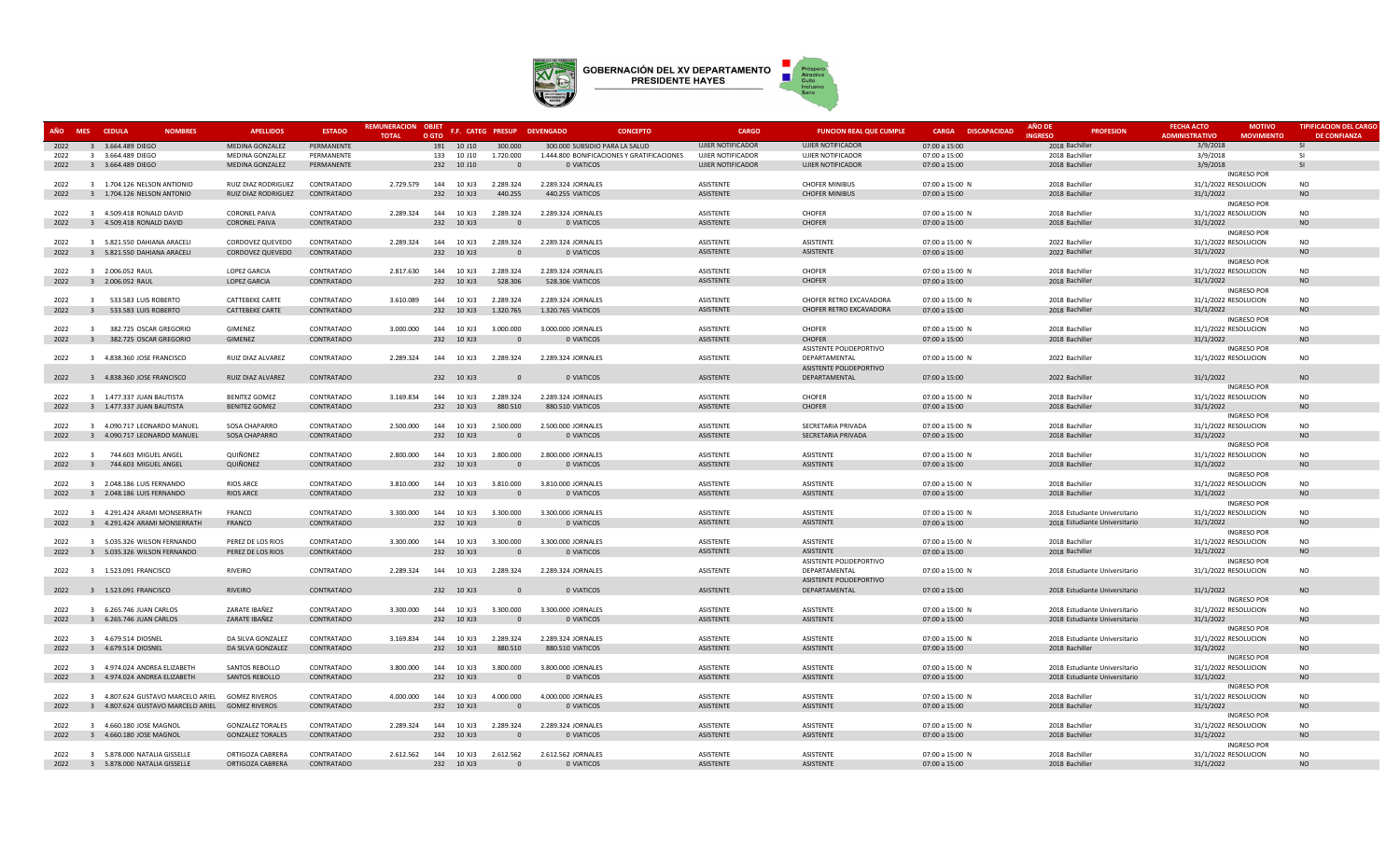GOBERNACIÓN DEL XV DEPARTAMENTO PRESIDENTE HAYES

| AÑO | MES | CEDULA | NOMBRES | APELLIDOS | ESTADO | REMUNERACION TOTAL | OBJET O GTO | F.F. | CATEG | PRESUP | DEVENGADO | CONCEPTO | CARGO | FUNCION REAL QUE CUMPLE | CARGA | DISCAPACIDAD | AÑO DE INGRESO | PROFESION | FECHA ACTO ADMINISTRATIVO | MOTIVO MOVIMIENTO | TIPIFICACION DEL CARGO DE CONFIANZA |
|---|---|---|---|---|---|---|---|---|---|---|---|---|---|---|---|---|---|---|---|---|---|
| 2022 | 3 | 3.664.489 | DIEGO | MEDINA GONZALEZ | PERMANENTE | | 191 | 10 | J10 | 300.000 | 300.000 | SUBSIDIO PARA LA SALUD | UJIER NOTIFICADOR | UJIER NOTIFICADOR | 07:00 a 15:00 | | 2018 | Bachiller | 3/9/2018 | | SI |
| 2022 | 3 | 3.664.489 | DIEGO | MEDINA GONZALEZ | PERMANENTE | | 133 | 10 | J10 | 1.720.000 | 1.444.800 | BONIFICACIONES Y GRATIFICACIONES | UJIER NOTIFICADOR | UJIER NOTIFICADOR | 07:00 a 15:00 | | 2018 | Bachiller | 3/9/2018 | | SI |
| 2022 | 3 | 3.664.489 | DIEGO | MEDINA GONZALEZ | PERMANENTE | | 232 | 10 | J10 | 0 | 0 | VIATICOS | UJIER NOTIFICADOR | UJIER NOTIFICADOR | 07:00 a 15:00 | | 2018 | Bachiller | 3/9/2018 | | SI |
| 2022 | 3 | 1.704.126 | NELSON ANTIONIO | RUIZ DIAZ RODRIGUEZ | CONTRATADO | 2.729.579 | 144 | 10 | XJ3 | 2.289.324 | 2.289.324 | JORNALES | ASISTENTE | CHOFER MINIBUS | 07:00 a 15:00 | N | 2018 | Bachiller | 31/1/2022 | INGRESO POR RESOLUCION | NO |
| 2022 | 3 | 1.704.126 | NELSON ANTIONIO | RUIZ DIAZ RODRIGUEZ | CONTRATADO | | 232 | 10 | XJ3 | 440.255 | 440.255 | VIATICOS | ASISTENTE | CHOFER MINIBUS | 07:00 a 15:00 | | 2018 | Bachiller | 31/1/2022 | | NO |
| 2022 | 3 | 4.509.418 | RONALD DAVID | CORONEL PAIVA | CONTRATADO | 2.289.324 | 144 | 10 | XJ3 | 2.289.324 | 2.289.324 | JORNALES | ASISTENTE | CHOFER | 07:00 a 15:00 | N | 2018 | Bachiller | 31/1/2022 | INGRESO POR RESOLUCION | NO |
| 2022 | 3 | 4.509.418 | RONALD DAVID | CORONEL PAIVA | CONTRATADO | | 232 | 10 | XJ3 | 0 | 0 | VIATICOS | ASISTENTE | CHOFER | 07:00 a 15:00 | | 2018 | Bachiller | 31/1/2022 | | NO |
| 2022 | 3 | 5.821.550 | DAHIANA ARACELI | CORDOVEZ QUEVEDO | CONTRATADO | 2.289.324 | 144 | 10 | XJ3 | 2.289.324 | 2.289.324 | JORNALES | ASISTENTE | ASISTENTE | 07:00 a 15:00 | N | 2022 | Bachiller | 31/1/2022 | INGRESO POR RESOLUCION | NO |
| 2022 | 3 | 5.821.550 | DAHIANA ARACELI | CORDOVEZ QUEVEDO | CONTRATADO | | 232 | 10 | XJ3 | 0 | 0 | VIATICOS | ASISTENTE | ASISTENTE | 07:00 a 15:00 | | 2022 | Bachiller | 31/1/2022 | | NO |
| 2022 | 3 | 2.006.052 | RAUL | LOPEZ GARCIA | CONTRATADO | 2.817.630 | 144 | 10 | XJ3 | 2.289.324 | 2.289.324 | JORNALES | ASISTENTE | CHOFER | 07:00 a 15:00 | N | 2018 | Bachiller | 31/1/2022 | INGRESO POR RESOLUCION | NO |
| 2022 | 3 | 2.006.052 | RAUL | LOPEZ GARCIA | CONTRATADO | | 232 | 10 | XJ3 | 528.306 | 528.306 | VIATICOS | ASISTENTE | CHOFER | 07:00 a 15:00 | | 2018 | Bachiller | 31/1/2022 | | NO |
| 2022 | 3 | 533.583 | LUIS ROBERTO | CATTEBEKE CARTE | CONTRATADO | 3.610.089 | 144 | 10 | XJ3 | 2.289.324 | 2.289.324 | JORNALES | ASISTENTE | CHOFER RETRO EXCAVADORA | 07:00 a 15:00 | N | 2018 | Bachiller | 31/1/2022 | INGRESO POR RESOLUCION | NO |
| 2022 | 3 | 533.583 | LUIS ROBERTO | CATTEBEKE CARTE | CONTRATADO | | 232 | 10 | XJ3 | 1.320.765 | 1.320.765 | VIATICOS | ASISTENTE | CHOFER RETRO EXCAVADORA | 07:00 a 15:00 | | 2018 | Bachiller | 31/1/2022 | | NO |
| 2022 | 3 | 382.725 | OSCAR GREGORIO | GIMENEZ | CONTRATADO | 3.000.000 | 144 | 10 | XJ3 | 3.000.000 | 3.000.000 | JORNALES | ASISTENTE | CHOFER | 07:00 a 15:00 | N | 2018 | Bachiller | 31/1/2022 | INGRESO POR RESOLUCION | NO |
| 2022 | 3 | 382.725 | OSCAR GREGORIO | GIMENEZ | CONTRATADO | | 232 | 10 | XJ3 | 0 | 0 | VIATICOS | ASISTENTE | CHOFER | 07:00 a 15:00 | | 2018 | Bachiller | 31/1/2022 | | NO |
| 2022 | 3 | 4.838.360 | JOSE FRANCISCO | RUIZ DIAZ ALVAREZ | CONTRATADO | 2.289.324 | 144 | 10 | XJ3 | 2.289.324 | 2.289.324 | JORNALES | ASISTENTE | ASISTENTE POLIDEPORTIVO DEPARTAMENTAL | 07:00 a 15:00 | N | 2022 | Bachiller | 31/1/2022 | INGRESO POR RESOLUCION | NO |
| 2022 | 3 | 4.838.360 | JOSE FRANCISCO | RUIZ DIAZ ALVAREZ | CONTRATADO | | 232 | 10 | XJ3 | 0 | 0 | VIATICOS | ASISTENTE | ASISTENTE POLIDEPORTIVO DEPARTAMENTAL | 07:00 a 15:00 | | 2022 | Bachiller | 31/1/2022 | | NO |
| 2022 | 3 | 1.477.337 | JUAN BAUTISTA | BENITEZ GOMEZ | CONTRATADO | 3.169.834 | 144 | 10 | XJ3 | 2.289.324 | 2.289.324 | JORNALES | ASISTENTE | CHOFER | 07:00 a 15:00 | N | 2018 | Bachiller | 31/1/2022 | INGRESO POR RESOLUCION | NO |
| 2022 | 3 | 1.477.337 | JUAN BAUTISTA | BENITEZ GOMEZ | CONTRATADO | | 232 | 10 | XJ3 | 880.510 | 880.510 | VIATICOS | ASISTENTE | CHOFER | 07:00 a 15:00 | | 2018 | Bachiller | 31/1/2022 | | NO |
| 2022 | 3 | 4.090.717 | LEONARDO MANUEL | SOSA CHAPARRO | CONTRATADO | 2.500.000 | 144 | 10 | XJ3 | 2.500.000 | 2.500.000 | JORNALES | ASISTENTE | SECRETARIA PRIVADA | 07:00 a 15:00 | N | 2018 | Bachiller | 31/1/2022 | INGRESO POR RESOLUCION | NO |
| 2022 | 3 | 4.090.717 | LEONARDO MANUEL | SOSA CHAPARRO | CONTRATADO | | 232 | 10 | XJ3 | 0 | 0 | VIATICOS | ASISTENTE | SECRETARIA PRIVADA | 07:00 a 15:00 | | 2018 | Bachiller | 31/1/2022 | | NO |
| 2022 | 3 | 744.603 | MIGUEL ANGEL | QUIÑONEZ | CONTRATADO | 2.800.000 | 144 | 10 | XJ3 | 2.800.000 | 2.800.000 | JORNALES | ASISTENTE | ASISTENTE | 07:00 a 15:00 | N | 2018 | Bachiller | 31/1/2022 | INGRESO POR RESOLUCION | NO |
| 2022 | 3 | 744.603 | MIGUEL ANGEL | QUIÑONEZ | CONTRATADO | | 232 | 10 | XJ3 | 0 | 0 | VIATICOS | ASISTENTE | ASISTENTE | 07:00 a 15:00 | | 2018 | Bachiller | 31/1/2022 | | NO |
| 2022 | 3 | 2.048.186 | LUIS FERNANDO | RIOS ARCE | CONTRATADO | 3.810.000 | 144 | 10 | XJ3 | 3.810.000 | 3.810.000 | JORNALES | ASISTENTE | ASISTENTE | 07:00 a 15:00 | N | 2018 | Bachiller | 31/1/2022 | INGRESO POR RESOLUCION | NO |
| 2022 | 3 | 2.048.186 | LUIS FERNANDO | RIOS ARCE | CONTRATADO | | 232 | 10 | XJ3 | 0 | 0 | VIATICOS | ASISTENTE | ASISTENTE | 07:00 a 15:00 | | 2018 | Bachiller | 31/1/2022 | | NO |
| 2022 | 3 | 4.291.424 | ARAMI MONSERRATH | FRANCO | CONTRATADO | 3.300.000 | 144 | 10 | XJ3 | 3.300.000 | 3.300.000 | JORNALES | ASISTENTE | ASISTENTE | 07:00 a 15:00 | N | 2018 | Estudiante Universitario | 31/1/2022 | INGRESO POR RESOLUCION | NO |
| 2022 | 3 | 4.291.424 | ARAMI MONSERRATH | FRANCO | CONTRATADO | | 232 | 10 | XJ3 | 0 | 0 | VIATICOS | ASISTENTE | ASISTENTE | 07:00 a 15:00 | | 2018 | Estudiante Universitario | 31/1/2022 | | NO |
| 2022 | 3 | 5.035.326 | WILSON FERNANDO | PEREZ DE LOS RIOS | CONTRATADO | 3.300.000 | 144 | 10 | XJ3 | 3.300.000 | 3.300.000 | JORNALES | ASISTENTE | ASISTENTE | 07:00 a 15:00 | N | 2018 | Bachiller | 31/1/2022 | INGRESO POR RESOLUCION | NO |
| 2022 | 3 | 5.035.326 | WILSON FERNANDO | PEREZ DE LOS RIOS | CONTRATADO | | 232 | 10 | XJ3 | 0 | 0 | VIATICOS | ASISTENTE | ASISTENTE | 07:00 a 15:00 | | 2018 | Bachiller | 31/1/2022 | | NO |
| 2022 | 3 | 1.523.091 | FRANCISCO | RIVEIRO | CONTRATADO | 2.289.324 | 144 | 10 | XJ3 | 2.289.324 | 2.289.324 | JORNALES | ASISTENTE | ASISTENTE POLIDEPORTIVO DEPARTAMENTAL | 07:00 a 15:00 | N | 2018 | Estudiante Universitario | 31/1/2022 | INGRESO POR RESOLUCION | NO |
| 2022 | 3 | 1.523.091 | FRANCISCO | RIVEIRO | CONTRATADO | | 232 | 10 | XJ3 | 0 | 0 | VIATICOS | ASISTENTE | ASISTENTE POLIDEPORTIVO DEPARTAMENTAL | 07:00 a 15:00 | | 2018 | Estudiante Universitario | 31/1/2022 | | NO |
| 2022 | 3 | 6.265.746 | JUAN CARLOS | ZARATE IBAÑEZ | CONTRATADO | 3.300.000 | 144 | 10 | XJ3 | 3.300.000 | 3.300.000 | JORNALES | ASISTENTE | ASISTENTE | 07:00 a 15:00 | N | 2018 | Estudiante Universitario | 31/1/2022 | INGRESO POR RESOLUCION | NO |
| 2022 | 3 | 6.265.746 | JUAN CARLOS | ZARATE IBAÑEZ | CONTRATADO | | 232 | 10 | XJ3 | 0 | 0 | VIATICOS | ASISTENTE | ASISTENTE | 07:00 a 15:00 | | 2018 | Estudiante Universitario | 31/1/2022 | | NO |
| 2022 | 3 | 4.679.514 | DIOSNEL | DA SILVA GONZALEZ | CONTRATADO | 3.169.834 | 144 | 10 | XJ3 | 2.289.324 | 2.289.324 | JORNALES | ASISTENTE | ASISTENTE | 07:00 a 15:00 | N | 2018 | Estudiante Universitario | 31/1/2022 | INGRESO POR RESOLUCION | NO |
| 2022 | 3 | 4.679.514 | DIOSNEL | DA SILVA GONZALEZ | CONTRATADO | | 232 | 10 | XJ3 | 880.510 | 880.510 | VIATICOS | ASISTENTE | ASISTENTE | 07:00 a 15:00 | | 2018 | Bachiller | 31/1/2022 | | NO |
| 2022 | 3 | 4.974.024 | ANDREA ELIZABETH | SANTOS REBOLLO | CONTRATADO | 3.800.000 | 144 | 10 | XJ3 | 3.800.000 | 3.800.000 | JORNALES | ASISTENTE | ASISTENTE | 07:00 a 15:00 | N | 2018 | Estudiante Universitario | 31/1/2022 | INGRESO POR RESOLUCION | NO |
| 2022 | 3 | 4.974.024 | ANDREA ELIZABETH | SANTOS REBOLLO | CONTRATADO | | 232 | 10 | XJ3 | 0 | 0 | VIATICOS | ASISTENTE | ASISTENTE | 07:00 a 15:00 | | 2018 | Estudiante Universitario | 31/1/2022 | | NO |
| 2022 | 3 | 4.807.624 | GUSTAVO MARCELO ARIEL | GOMEZ RIVEROS | CONTRATADO | 4.000.000 | 144 | 10 | XJ3 | 4.000.000 | 4.000.000 | JORNALES | ASISTENTE | ASISTENTE | 07:00 a 15:00 | N | 2018 | Bachiller | 31/1/2022 | INGRESO POR RESOLUCION | NO |
| 2022 | 3 | 4.807.624 | GUSTAVO MARCELO ARIEL | GOMEZ RIVEROS | CONTRATADO | | 232 | 10 | XJ3 | 0 | 0 | VIATICOS | ASISTENTE | ASISTENTE | 07:00 a 15:00 | | 2018 | Bachiller | 31/1/2022 | | NO |
| 2022 | 3 | 4.660.180 | JOSE MAGNOL | GONZALEZ TORALES | CONTRATADO | 2.289.324 | 144 | 10 | XJ3 | 2.289.324 | 2.289.324 | JORNALES | ASISTENTE | ASISTENTE | 07:00 a 15:00 | N | 2018 | Bachiller | 31/1/2022 | INGRESO POR RESOLUCION | NO |
| 2022 | 3 | 4.660.180 | JOSE MAGNOL | GONZALEZ TORALES | CONTRATADO | | 232 | 10 | XJ3 | 0 | 0 | VIATICOS | ASISTENTE | ASISTENTE | 07:00 a 15:00 | | 2018 | Bachiller | 31/1/2022 | | NO |
| 2022 | 3 | 5.878.000 | NATALIA GISSELLE | ORTIGOZA CABRERA | CONTRATADO | 2.612.562 | 144 | 10 | XJ3 | 2.612.562 | 2.612.562 | JORNALES | ASISTENTE | ASISTENTE | 07:00 a 15:00 | N | 2018 | Bachiller | 31/1/2022 | INGRESO POR RESOLUCION | NO |
| 2022 | 3 | 5.878.000 | NATALIA GISSELLE | ORTIGOZA CABRERA | CONTRATADO | | 232 | 10 | XJ3 | 0 | 0 | VIATICOS | ASISTENTE | ASISTENTE | 07:00 a 15:00 | | 2018 | Bachiller | 31/1/2022 | | NO |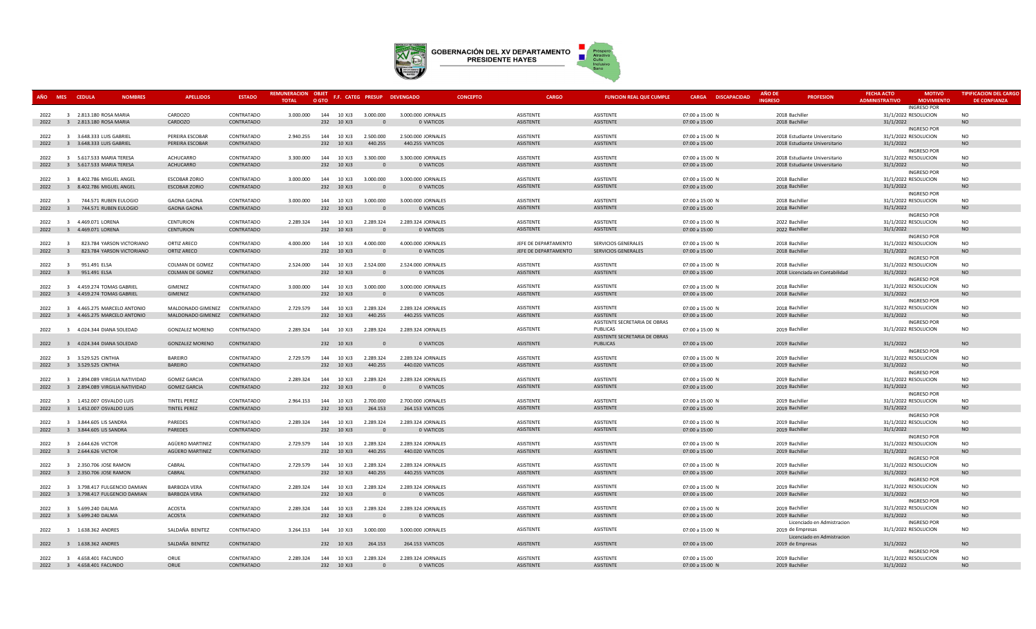# GOBERNACIÓN DEL XV DEPARTAMENTO PRESIDENTE HAYES

| AÑO | MES | CEDULA | NOMBRES | APELLIDOS | ESTADO | REMUNERACION TOTAL | OBJET O GTO | F.F. | CATEG | PRESUP | DEVENGADO | CONCEPTO | CARGO | FUNCION REAL QUE CUMPLE | CARGA | DISCAPACIDAD | AÑO DE INGRESO | PROFESION | FECHA ACTO ADMINISTRATIVO | MOTIVO MOVIMIENTO | TIPIFICACION DEL CARGO DE CONFIANZA |
|---|---|---|---|---|---|---|---|---|---|---|---|---|---|---|---|---|---|---|---|---|---|
| 2022 | 3 | 2.813.180 | ROSA MARIA | CARDOZO | CONTRATADO | 3.000.000 | 144 | 10 | XJ3 | 3.000.000 | 3.000.000 | JORNALES | ASISTENTE | ASISTENTE | 07:00 a 15:00 | N | 2018 | Bachiller | 31/1/2022 | INGRESO POR RESOLUCION | NO |
| 2022 | 3 | 2.813.180 | ROSA MARIA | CARDOZO | CONTRATADO | | 232 | 10 | XJ3 | 0 | 0 | VIATICOS | ASISTENTE | ASISTENTE | 07:00 a 15:00 | | 2018 | Bachiller | 31/1/2022 | | NO |
| 2022 | 3 | 3.648.333 | LUIS GABRIEL | PEREIRA ESCOBAR | CONTRATADO | 2.940.255 | 144 | 10 | XJ3 | 2.500.000 | 2.500.000 | JORNALES | ASISTENTE | ASISTENTE | 07:00 a 15:00 | N | 2018 | Estudiante Universitario | 31/1/2022 | INGRESO POR RESOLUCION | NO |
| 2022 | 3 | 3.648.333 | LUIS GABRIEL | PEREIRA ESCOBAR | CONTRATADO | | 232 | 10 | XJ3 | 440.255 | 440.255 | VIATICOS | ASISTENTE | ASISTENTE | 07:00 a 15:00 | | 2018 | Estudiante Universitario | 31/1/2022 | | NO |
| 2022 | 3 | 5.617.533 | MARIA TERESA | ACHUCARRO | CONTRATADO | 3.300.000 | 144 | 10 | XJ3 | 3.300.000 | 3.300.000 | JORNALES | ASISTENTE | ASISTENTE | 07:00 a 15:00 | N | 2018 | Estudiante Universitario | 31/1/2022 | INGRESO POR RESOLUCION | NO |
| 2022 | 3 | 5.617.533 | MARIA TERESA | ACHUCARRO | CONTRATADO | | 232 | 10 | XJ3 | 0 | 0 | VIATICOS | ASISTENTE | ASISTENTE | 07:00 a 15:00 | | 2018 | Estudiante Universitario | 31/1/2022 | | NO |
| 2022 | 3 | 8.402.786 | MIGUEL ANGEL | ESCOBAR ZORIO | CONTRATADO | 3.000.000 | 144 | 10 | XJ3 | 3.000.000 | 3.000.000 | JORNALES | ASISTENTE | ASISTENTE | 07:00 a 15:00 | N | 2018 | Bachiller | 31/1/2022 | INGRESO POR RESOLUCION | NO |
| 2022 | 3 | 8.402.786 | MIGUEL ANGEL | ESCOBAR ZORIO | CONTRATADO | | 232 | 10 | XJ3 | 0 | 0 | VIATICOS | ASISTENTE | ASISTENTE | 07:00 a 15:00 | | 2018 | Bachiller | 31/1/2022 | | NO |
| 2022 | 3 | 744.571 | RUBEN EULOGIO | GAONA GAONA | CONTRATADO | 3.000.000 | 144 | 10 | XJ3 | 3.000.000 | 3.000.000 | JORNALES | ASISTENTE | ASISTENTE | 07:00 a 15:00 | N | 2018 | Bachiller | 31/1/2022 | INGRESO POR RESOLUCION | NO |
| 2022 | 3 | 744.571 | RUBEN EULOGIO | GAONA GAONA | CONTRATADO | | 232 | 10 | XJ3 | 0 | 0 | VIATICOS | ASISTENTE | ASISTENTE | 07:00 a 15:00 | | 2018 | Bachiller | 31/1/2022 | | NO |
| 2022 | 3 | 4.469.071 | LORENA | CENTURION | CONTRATADO | 2.289.324 | 144 | 10 | XJ3 | 2.289.324 | 2.289.324 | JORNALES | ASISTENTE | ASISTENTE | 07:00 a 15:00 | N | 2022 | Bachiller | 31/1/2022 | INGRESO POR RESOLUCION | NO |
| 2022 | 3 | 4.469.071 | LORENA | CENTURION | CONTRATADO | | 232 | 10 | XJ3 | 0 | 0 | VIATICOS | ASISTENTE | ASISTENTE | 07:00 a 15:00 | | 2022 | Bachiller | 31/1/2022 | | NO |
| 2022 | 3 | 823.784 | YARSON VICTORIANO | ORTIZ ARECO | CONTRATADO | 4.000.000 | 144 | 10 | XJ3 | 4.000.000 | 4.000.000 | JORNALES | JEFE DE DEPARTAMENTO | SERVICIOS GENERALES | 07:00 a 15:00 | N | 2018 | Bachiller | 31/1/2022 | INGRESO POR RESOLUCION | NO |
| 2022 | 3 | 823.784 | YARSON VICTORIANO | ORTIZ ARECO | CONTRATADO | | 232 | 10 | XJ3 | 0 | 0 | VIATICOS | JEFE DE DEPARTAMENTO | SERVICIOS GENERALES | 07:00 a 15:00 | | 2018 | Bachiller | 31/1/2022 | | NO |
| 2022 | 3 | 951.491 | ELSA | COLMAN DE GOMEZ | CONTRATADO | 2.524.000 | 144 | 10 | XJ3 | 2.524.000 | 2.524.000 | JORNALES | ASISTENTE | ASISTENTE | 07:00 a 15:00 | N | 2018 | Bachiller | 31/1/2022 | INGRESO POR RESOLUCION | NO |
| 2022 | 3 | 951.491 | ELSA | COLMAN DE GOMEZ | CONTRATADO | | 232 | 10 | XJ3 | 0 | 0 | VIATICOS | ASISTENTE | ASISTENTE | 07:00 a 15:00 | | 2018 | Licenciada en Contabilidad | 31/1/2022 | | NO |
| 2022 | 3 | 4.459.274 | TOMAS GABRIEL | GIMENEZ | CONTRATADO | 3.000.000 | 144 | 10 | XJ3 | 3.000.000 | 3.000.000 | JORNALES | ASISTENTE | ASISTENTE | 07:00 a 15:00 | N | 2018 | Bachiller | 31/1/2022 | INGRESO POR RESOLUCION | NO |
| 2022 | 3 | 4.459.274 | TOMAS GABRIEL | GIMENEZ | CONTRATADO | | 232 | 10 | XJ3 | 0 | 0 | VIATICOS | ASISTENTE | ASISTENTE | 07:00 a 15:00 | | 2018 | Bachiller | 31/1/2022 | | NO |
| 2022 | 3 | 4.465.275 | MARCELO ANTONIO | MALDONADO GIMENEZ | CONTRATADO | 2.729.579 | 144 | 10 | XJ3 | 2.289.324 | 2.289.324 | JORNALES | ASISTENTE | ASISTENTE | 07:00 a 15:00 | N | 2018 | Bachiller | 31/1/2022 | INGRESO POR RESOLUCION | NO |
| 2022 | 3 | 4.465.275 | MARCELO ANTONIO | MALDONADO GIMENEZ | CONTRATADO | | 232 | 10 | XJ3 | 440.255 | 440.255 | VIATICOS | ASISTENTE | ASISTENTE | 07:00 a 15:00 | | 2019 | Bachiller | 31/1/2022 | | NO |
| 2022 | 3 | 4.024.344 | DIANA SOLEDAD | GONZALEZ MORENO | CONTRATADO | 2.289.324 | 144 | 10 | XJ3 | 2.289.324 | 2.289.324 | JORNALES | ASISTENTE | ASISTENTE SECRETARIA DE OBRAS PUBLICAS | 07:00 a 15:00 | N | 2019 | Bachiller | 31/1/2022 | INGRESO POR RESOLUCION | NO |
| 2022 | 3 | 4.024.344 | DIANA SOLEDAD | GONZALEZ MORENO | CONTRATADO | | 232 | 10 | XJ3 | 0 | 0 | VIATICOS | ASISTENTE | ASISTENTE SECRETARIA DE OBRAS PUBLICAS | 07:00 a 15:00 | | 2019 | Bachiller | 31/1/2022 | | NO |
| 2022 | 3 | 3.529.525 | CINTHIA | BAREIRO | CONTRATADO | 2.729.579 | 144 | 10 | XJ3 | 2.289.324 | 2.289.324 | JORNALES | ASISTENTE | ASISTENTE | 07:00 a 15:00 | N | 2019 | Bachiller | 31/1/2022 | INGRESO POR RESOLUCION | NO |
| 2022 | 3 | 3.529.525 | CINTHIA | BAREIRO | CONTRATADO | | 232 | 10 | XJ3 | 440.255 | 440.020 | VIATICOS | ASISTENTE | ASISTENTE | 07:00 a 15:00 | | 2019 | Bachiller | 31/1/2022 | | NO |
| 2022 | 3 | 2.894.089 | VIRGILIA NATIVIDAD | GOMEZ GARCIA | CONTRATADO | 2.289.324 | 144 | 10 | XJ3 | 2.289.324 | 2.289.324 | JORNALES | ASISTENTE | ASISTENTE | 07:00 a 15:00 | N | 2019 | Bachiller | 31/1/2022 | INGRESO POR RESOLUCION | NO |
| 2022 | 3 | 2.894.089 | VIRGILIA NATIVIDAD | GOMEZ GARCIA | CONTRATADO | | 232 | 10 | XJ3 | 0 | 0 | VIATICOS | ASISTENTE | ASISTENTE | 07:00 a 15:00 | | 2019 | Bachiller | 31/1/2022 | | NO |
| 2022 | 3 | 1.452.007 | OSVALDO LUIS | TINTEL PEREZ | CONTRATADO | 2.964.153 | 144 | 10 | XJ3 | 2.700.000 | 2.700.000 | JORNALES | ASISTENTE | ASISTENTE | 07:00 a 15:00 | N | 2019 | Bachiller | 31/1/2022 | INGRESO POR RESOLUCION | NO |
| 2022 | 3 | 1.452.007 | OSVALDO LUIS | TINTEL PEREZ | CONTRATADO | | 232 | 10 | XJ3 | 264.153 | 264.153 | VIATICOS | ASISTENTE | ASISTENTE | 07:00 a 15:00 | | 2019 | Bachiller | 31/1/2022 | | NO |
| 2022 | 3 | 3.844.605 | LIS SANDRA | PAREDES | CONTRATADO | 2.289.324 | 144 | 10 | XJ3 | 2.289.324 | 2.289.324 | JORNALES | ASISTENTE | ASISTENTE | 07:00 a 15:00 | N | 2019 | Bachiller | 31/1/2022 | INGRESO POR RESOLUCION | NO |
| 2022 | 3 | 3.844.605 | LIS SANDRA | PAREDES | CONTRATADO | | 232 | 10 | XJ3 | 0 | 0 | VIATICOS | ASISTENTE | ASISTENTE | 07:00 a 15:00 | | 2019 | Bachiller | 31/1/2022 | | NO |
| 2022 | 3 | 2.644.626 | VICTOR | AGÜERO MARTINEZ | CONTRATADO | 2.729.579 | 144 | 10 | XJ3 | 2.289.324 | 2.289.324 | JORNALES | ASISTENTE | ASISTENTE | 07:00 a 15:00 | N | 2019 | Bachiller | 31/1/2022 | INGRESO POR RESOLUCION | NO |
| 2022 | 3 | 2.644.626 | VICTOR | AGÜERO MARTINEZ | CONTRATADO | | 232 | 10 | XJ3 | 440.255 | 440.020 | VIATICOS | ASISTENTE | ASISTENTE | 07:00 a 15:00 | | 2019 | Bachiller | 31/1/2022 | | NO |
| 2022 | 3 | 2.350.706 | JOSE RAMON | CABRAL | CONTRATADO | 2.729.579 | 144 | 10 | XJ3 | 2.289.324 | 2.289.324 | JORNALES | ASISTENTE | ASISTENTE | 07:00 a 15:00 | N | 2019 | Bachiller | 31/1/2022 | INGRESO POR RESOLUCION | NO |
| 2022 | 3 | 2.350.706 | JOSE RAMON | CABRAL | CONTRATADO | | 232 | 10 | XJ3 | 440.255 | 440.255 | VIATICOS | ASISTENTE | ASISTENTE | 07:00 a 15:00 | | 2019 | Bachiller | 31/1/2022 | | NO |
| 2022 | 3 | 3.798.417 | FULGENCIO DAMIAN | BARBOZA VERA | CONTRATADO | 2.289.324 | 144 | 10 | XJ3 | 2.289.324 | 2.289.324 | JORNALES | ASISTENTE | ASISTENTE | 07:00 a 15:00 | N | 2019 | Bachiller | 31/1/2022 | INGRESO POR RESOLUCION | NO |
| 2022 | 3 | 3.798.417 | FULGENCIO DAMIAN | BARBOZA VERA | CONTRATADO | | 232 | 10 | XJ3 | 0 | 0 | VIATICOS | ASISTENTE | ASISTENTE | 07:00 a 15:00 | | 2019 | Bachiller | 31/1/2022 | | NO |
| 2022 | 3 | 5.699.240 | DALMA | ACOSTA | CONTRATADO | 2.289.324 | 144 | 10 | XJ3 | 2.289.324 | 2.289.324 | JORNALES | ASISTENTE | ASISTENTE | 07:00 a 15:00 | N | 2019 | Bachiller | 31/1/2022 | INGRESO POR RESOLUCION | NO |
| 2022 | 3 | 5.699.240 | DALMA | ACOSTA | CONTRATADO | | 232 | 10 | XJ3 | 0 | 0 | VIATICOS | ASISTENTE | ASISTENTE | 07:00 a 15:00 | | 2019 | Bachiller | 31/1/2022 | | NO |
| 2022 | 3 | 1.638.362 | ANDRES | SALDAÑA BENITEZ | CONTRATADO | 3.264.153 | 144 | 10 | XJ3 | 3.000.000 | 3.000.000 | JORNALES | ASISTENTE | ASISTENTE | 07:00 a 15:00 | N | 2019 | Licenciado en Admistracion de Empresas | 31/1/2022 | INGRESO POR RESOLUCION | NO |
| 2022 | 3 | 1.638.362 | ANDRES | SALDAÑA BENITEZ | CONTRATADO | | 232 | 10 | XJ3 | 264.153 | 264.153 | VIATICOS | ASISTENTE | ASISTENTE | 07:00 a 15:00 | | 2019 | Licenciado en Admistracion de Empresas | 31/1/2022 | | NO |
| 2022 | 3 | 4.658.401 | FACUNDO | ORUE | CONTRATADO | 2.289.324 | 144 | 10 | XJ3 | 2.289.324 | 2.289.324 | JORNALES | ASISTENTE | ASISTENTE | 07:00 a 15:00 | | 2019 | Bachiller | 31/1/2022 | INGRESO POR RESOLUCION | NO |
| 2022 | 3 | 4.658.401 | FACUNDO | ORUE | CONTRATADO | | 232 | 10 | XJ3 | 0 | 0 | VIATICOS | ASISTENTE | ASISTENTE | 07:00 a 15:00 | N | 2019 | Bachiller | 31/1/2022 | | NO |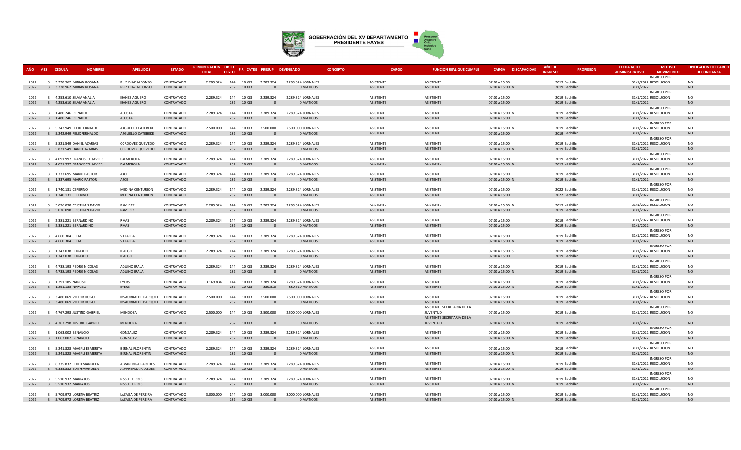# GOBERNACIÓN DEL XV DEPARTAMENTO PRESIDENTE HAYES

| AÑO | MES | CEDULA | NOMBRES | APELLIDOS | ESTADO | REMUNERACION TOTAL | OBJETO GTO | F.F. | CATEG | PRESUP | DEVENGADO | CONCEPTO | CARGO | FUNCION REAL QUE CUMPLE | CARGA | DISCAPACIDAD | AÑO DE INGRESO | PROFESION | FECHA ACTO ADMINISTRATIVO | MOTIVO MOVIMIENTO | TIPIFICACION DEL CARGO DE CONFIANZA |
|---|---|---|---|---|---|---|---|---|---|---|---|---|---|---|---|---|---|---|---|---|---|
| 2022 | 3 | 3.228.962 | MIRIAN ROSANA | RUIZ DIAZ ALFONSO | CONTRATADO | 2.289.324 | 144 | 10 | XJ3 | 2.289.324 | 2.289.324 | JORNALES | ASISTENTE | ASISTENTE | 07:00 a 15:00 | | 2019 | Bachiller | 31/1/2022 | INGRESO POR RESOLUCION | NO |
| 2022 | 3 | 3.228.962 | MIRIAN ROSANA | RUIZ DIAZ ALFONSO | CONTRATADO | | 232 | 10 | XJ3 | 0 | 0 | VIATICOS | ASISTENTE | ASISTENTE | 07:00 a 15:00 | N | 2019 | Bachiller | 31/1/2022 | | NO |
| 2022 | 3 | 4.253.610 | SILVIA ANALIA | IBAÑEZ AGUERO | CONTRATADO | 2.289.324 | 144 | 10 | XJ3 | 2.289.324 | 2.289.324 | JORNALES | ASISTENTE | ASISTENTE | 07:00 a 15:00 | | 2019 | Bachiller | 31/1/2022 | INGRESO POR RESOLUCION | NO |
| 2022 | 3 | 4.253.610 | SILVIA ANALIA | IBAÑEZ AGUERO | CONTRATADO | | 232 | 10 | XJ3 | 0 | 0 | VIATICOS | ASISTENTE | ASISTENTE | 07:00 a 15:00 | | 2019 | Bachiller | 31/1/2022 | | NO |
| 2022 | 3 | 1.480.246 | REINALDO | ACOSTA | CONTRATADO | 2.289.324 | 144 | 10 | XJ3 | 2.289.324 | 2.289.324 | JORNALES | ASISTENTE | ASISTENTE | 07:00 a 15:00 | N | 2019 | Bachiller | 31/1/2022 | INGRESO POR RESOLUCION | NO |
| 2022 | 3 | 1.480.246 | REINALDO | ACOSTA | CONTRATADO | | 232 | 10 | XJ3 | 0 | 0 | VIATICOS | ASISTENTE | ASISTENTE | 07:00 a 15:00 | | 2019 | Bachiller | 31/1/2022 | | NO |
| 2022 | 3 | 5.242.949 | FELIX FERNALDO | ARGUELLO CATEBEKE | CONTRATADO | 2.500.000 | 144 | 10 | XJ3 | 2.500.000 | 2.500.000 | JORNALES | ASISTENTE | ASISTENTE | 07:00 a 15:00 | N | 2019 | Bachiller | 31/1/2022 | INGRESO POR RESOLUCION | NO |
| 2022 | 3 | 5.242.949 | FELIX FERNALDO | ARGUELLO CATEBEKE | CONTRATADO | | 232 | 10 | XJ3 | 0 | 0 | VIATICOS | ASISTENTE | ASISTENTE | 07:00 a 15:00 | | 2019 | Bachiller | 31/1/2022 | | NO |
| 2022 | 3 | 5.821.549 | DANIEL AZARIAS | CORDOVEZ QUEVEDO | CONTRATADO | 2.289.324 | 144 | 10 | XJ3 | 2.289.324 | 2.289.324 | JORNALES | ASISTENTE | ASISTENTE | 07:00 a 15:00 | | 2019 | Bachiller | 31/1/2022 | INGRESO POR RESOLUCION | NO |
| 2022 | 3 | 5.821.549 | DANIEL AZARIAS | CORDOVEZ QUEVEDO | CONTRATADO | | 232 | 10 | XJ3 | 0 | 0 | VIATICOS | ASISTENTE | ASISTENTE | 07:00 a 15:00 | N | 2019 | Bachiller | 31/1/2022 | | NO |
| 2022 | 3 | 4.091.997 | FRANCISCO JAVIER | PALMEROLA | CONTRATADO | 2.289.324 | 144 | 10 | XJ3 | 2.289.324 | 2.289.324 | JORNALES | ASISTENTE | ASISTENTE | 07:00 a 15:00 | | 2019 | Bachiller | 31/1/2022 | INGRESO POR RESOLUCION | NO |
| 2022 | 3 | 4.091.997 | FRANCISCO JAVIER | PALMEROLA | CONTRATADO | | 232 | 10 | XJ3 | 0 | 0 | VIATICOS | ASISTENTE | ASISTENTE | 07:00 a 15:00 | N | 2019 | Bachiller | 31/1/2022 | | NO |
| 2022 | 3 | 1.337.695 | MARIO PASTOR | ARCE | CONTRATADO | 2.289.324 | 144 | 10 | XJ3 | 2.289.324 | 2.289.324 | JORNALES | ASISTENTE | ASISTENTE | 07:00 a 15:00 | | 2019 | Bachiller | 31/1/2022 | INGRESO POR RESOLUCION | NO |
| 2022 | 3 | 1.337.695 | MARIO PASTOR | ARCE | CONTRATADO | | 232 | 10 | XJ3 | 0 | 0 | VIATICOS | ASISTENTE | ASISTENTE | 07:00 a 15:00 | N | 2019 | Bachiller | 31/1/2022 | | NO |
| 2022 | 3 | 1.740.131 | CEFERINO | MEDINA CENTURION | CONTRATADO | 2.289.324 | 144 | 10 | XJ3 | 2.289.324 | 2.289.324 | JORNALES | ASISTENTE | ASISTENTE | 07:00 a 15:00 | | 2022 | Bachiller | 31/1/2022 | INGRESO POR RESOLUCION | NO |
| 2022 | 3 | 1.740.131 | CEFERINO | MEDINA CENTURION | CONTRATADO | | 232 | 10 | XJ3 | 0 | 0 | VIATICOS | ASISTENTE | ASISTENTE | 07:00 a 15:00 | | 2022 | Bachiller | 31/1/2022 | | NO |
| 2022 | 3 | 5.076.098 | CRISTHIAN DAVID | RAMIREZ | CONTRATADO | 2.289.324 | 144 | 10 | XJ3 | 2.289.324 | 2.289.324 | JORNALES | ASISTENTE | ASISTENTE | 07:00 a 15:00 | N | 2019 | Bachiller | 31/1/2022 | INGRESO POR RESOLUCION | NO |
| 2022 | 3 | 5.076.098 | CRISTHIAN DAVID | RAMIREZ | CONTRATADO | | 232 | 10 | XJ3 | 0 | 0 | VIATICOS | ASISTENTE | ASISTENTE | 07:00 a 15:00 | | 2019 | Bachiller | 31/1/2022 | | NO |
| 2022 | 3 | 2.381.221 | BERNARDINO | RIVAS | CONTRATADO | 2.289.324 | 144 | 10 | XJ3 | 2.289.324 | 2.289.324 | JORNALES | ASISTENTE | ASISTENTE | 07:00 a 15:00 | | 2019 | Bachiller | 31/1/2022 | INGRESO POR RESOLUCION | NO |
| 2022 | 3 | 2.381.221 | BERNARDINO | RIVAS | CONTRATADO | | 232 | 10 | XJ3 | 0 | 0 | VIATICOS | ASISTENTE | ASISTENTE | 07:00 a 15:00 | | 2019 | Bachiller | 31/1/2022 | | NO |
| 2022 | 3 | 4.660.304 | CELIA | VILLALBA | CONTRATADO | 2.289.324 | 144 | 10 | XJ3 | 2.289.324 | 2.289.324 | JORNALES | ASISTENTE | ASISTENTE | 07:00 a 15:00 | | 2019 | Bachiller | 31/1/2022 | INGRESO POR RESOLUCION | NO |
| 2022 | 3 | 4.660.304 | CELIA | VILLALBA | CONTRATADO | | 232 | 10 | XJ3 | 0 | 0 | VIATICOS | ASISTENTE | ASISTENTE | 07:00 a 15:00 | N | 2019 | Bachiller | 31/1/2022 | | NO |
| 2022 | 3 | 1.743.038 | EDUARDO | IDALGO | CONTRATADO | 2.289.324 | 144 | 10 | XJ3 | 2.289.324 | 2.289.324 | JORNALES | ASISTENTE | ASISTENTE | 07:00 a 15:00 | S | 2019 | Bachiller | 31/1/2022 | INGRESO POR RESOLUCION | NO |
| 2022 | 3 | 1.743.038 | EDUARDO | IDALGO | CONTRATADO | | 232 | 10 | XJ3 | 0 | 0 | VIATICOS | ASISTENTE | ASISTENTE | 07:00 a 15:00 | | 2019 | Bachiller | 31/1/2022 | | NO |
| 2022 | 3 | 4.738.193 | PEDRO NICOLAS | AQUINO IRALA | CONTRATADO | 2.289.324 | 144 | 10 | XJ3 | 2.289.324 | 2.289.324 | JORNALES | ASISTENTE | ASISTENTE | 07:00 a 15:00 | | 2019 | Bachiller | 31/1/2022 | INGRESO POR RESOLUCION | NO |
| 2022 | 3 | 4.738.193 | PEDRO NICOLAS | AQUINO IRALA | CONTRATADO | | 232 | 10 | XJ3 | 0 | 0 | VIATICOS | ASISTENTE | ASISTENTE | 07:00 a 15:00 | N | 2019 | Bachiller | 31/1/2022 | | NO |
| 2022 | 3 | 1.291.185 | NARCISO | EVERS | CONTRATADO | 3.169.834 | 144 | 10 | XJ3 | 2.289.324 | 2.289.324 | JORNALES | ASISTENTE | ASISTENTE | 07:00 a 15:00 | | 2019 | Bachiller | 31/1/2022 | INGRESO POR RESOLUCION | NO |
| 2022 | 3 | 1.291.185 | NARCISO | EVERS | CONTRATADO | | 232 | 10 | XJ3 | 880.510 | 880.510 | VIATICOS | ASISTENTE | ASISTENTE | 07:00 a 15:00 | N | 2019 | Bachiller | 31/1/2022 | | NO |
| 2022 | 3 | 3.480.069 | VICTOR HUGO | INSAURRALDE PARQUET | CONTRATADO | 2.500.000 | 144 | 10 | XJ3 | 2.500.000 | 2.500.000 | JORNALES | ASISTENTE | ASISTENTE | 07:00 a 15:00 | | 2019 | Bachiller | 31/1/2022 | INGRESO POR RESOLUCION | NO |
| 2022 | 3 | 3.480.069 | VICTOR HUGO | INSAURRALDE PARQUET | CONTRATADO | | 232 | 10 | XJ3 | 0 | 0 | VIATICOS | ASISTENTE | ASISTENTE | 07:00 a 15:00 | N | 2019 | Bachiller | 31/1/2022 | | NO |
| 2022 | 3 | 4.767.298 | JUSTINO GABRIEL | MENDOZA | CONTRATADO | 2.500.000 | 144 | 10 | XJ3 | 2.500.000 | 2.500.000 | JORNALES | ASISTENTE | ASISTENTE SECRETARIA DE LA JUVENTUD | 07:00 a 15:00 | | 2019 | Bachiller | 31/1/2022 | INGRESO POR RESOLUCION | NO |
| 2022 | 3 | 4.767.298 | JUSTINO GABRIEL | MENDOZA | CONTRATADO | | 232 | 10 | XJ3 | 0 | 0 | VIATICOS | ASISTENTE | ASISTENTE SECRETARIA DE LA JUVENTUD | 07:00 a 15:00 | N | 2019 | Bachiller | 31/1/2022 | | NO |
| 2022 | 3 | 1.063.002 | BENANCIO | GONZALEZ | CONTRATADO | 2.289.324 | 144 | 10 | XJ3 | 2.289.324 | 2.289.324 | JORNALES | ASISTENTE | ASISTENTE | 07:00 a 15:00 | | 2019 | Bachiller | 31/1/2022 | INGRESO POR RESOLUCION | NO |
| 2022 | 3 | 1.063.002 | BENANCIO | GONZALEZ | CONTRATADO | | 232 | 10 | XJ3 | 0 | 0 | VIATICOS | ASISTENTE | ASISTENTE | 07:00 a 15:00 | N | 2019 | Bachiller | 31/1/2022 | | NO |
| 2022 | 3 | 5.241.828 | MAGALI ESMERITA | BERNAL FLORENTIN | CONTRATADO | 2.289.324 | 144 | 10 | XJ3 | 2.289.324 | 2.289.324 | JORNALES | ASISTENTE | ASISTENTE | 07:00 a 15:00 | | 2019 | Bachiller | 31/1/2022 | INGRESO POR RESOLUCION | NO |
| 2022 | 3 | 5.241.828 | MAGALI ESMERITA | BERNAL FLORENTIN | CONTRATADO | | 232 | 10 | XJ3 | 0 | 0 | VIATICOS | ASISTENTE | ASISTENTE | 07:00 a 15:00 | N | 2019 | Bachiller | 31/1/2022 | | NO |
| 2022 | 3 | 6.335.832 | EDITH MANUELA | ALVARENGA PAREDES | CONTRATADO | 2.289.324 | 144 | 10 | XJ3 | 2.289.324 | 2.289.324 | JORNALES | ASISTENTE | ASISTENTE | 07:00 a 15:00 | | 2019 | Bachiller | 31/1/2022 | INGRESO POR RESOLUCION | NO |
| 2022 | 3 | 6.335.832 | EDITH MANUELA | ALVARENGA PAREDES | CONTRATADO | | 232 | 10 | XJ3 | 0 | 0 | VIATICOS | ASISTENTE | ASISTENTE | 07:00 a 15:00 | N | 2019 | Bachiller | 31/1/2022 | | NO |
| 2022 | 3 | 5.510.932 | MARIA JOSE | RISSO TORRES | CONTRATADO | 2.289.324 | 144 | 10 | XJ3 | 2.289.324 | 2.289.324 | JORNALES | ASISTENTE | ASISTENTE | 07:00 a 15:00 | | 2019 | Bachiller | 31/1/2022 | INGRESO POR RESOLUCION | NO |
| 2022 | 3 | 5.510.932 | MARIA JOSE | RISSO TORRES | CONTRATADO | | 232 | 10 | XJ3 | 0 | 0 | VIATICOS | ASISTENTE | ASISTENTE | 07:00 a 15:00 | N | 2019 | Bachiller | 31/1/2022 | | NO |
| 2022 | 3 | 5.709.972 | LORENA BEATRIZ | LAZAGA DE PEREIRA | CONTRATADO | 3.000.000 | 144 | 10 | XJ3 | 3.000.000 | 3.000.000 | JORNALES | ASISTENTE | ASISTENTE | 07:00 a 15:00 | | 2019 | Bachiller | 31/1/2022 | INGRESO POR RESOLUCION | NO |
| 2022 | 3 | 5.709.972 | LORENA BEATRIZ | LAZAGA DE PEREIRA | CONTRATADO | | 232 | 10 | XJ3 | 0 | 0 | VIATICOS | ASISTENTE | ASISTENTE | 07:00 a 15:00 | N | 2019 | Bachiller | 31/1/2022 | | NO |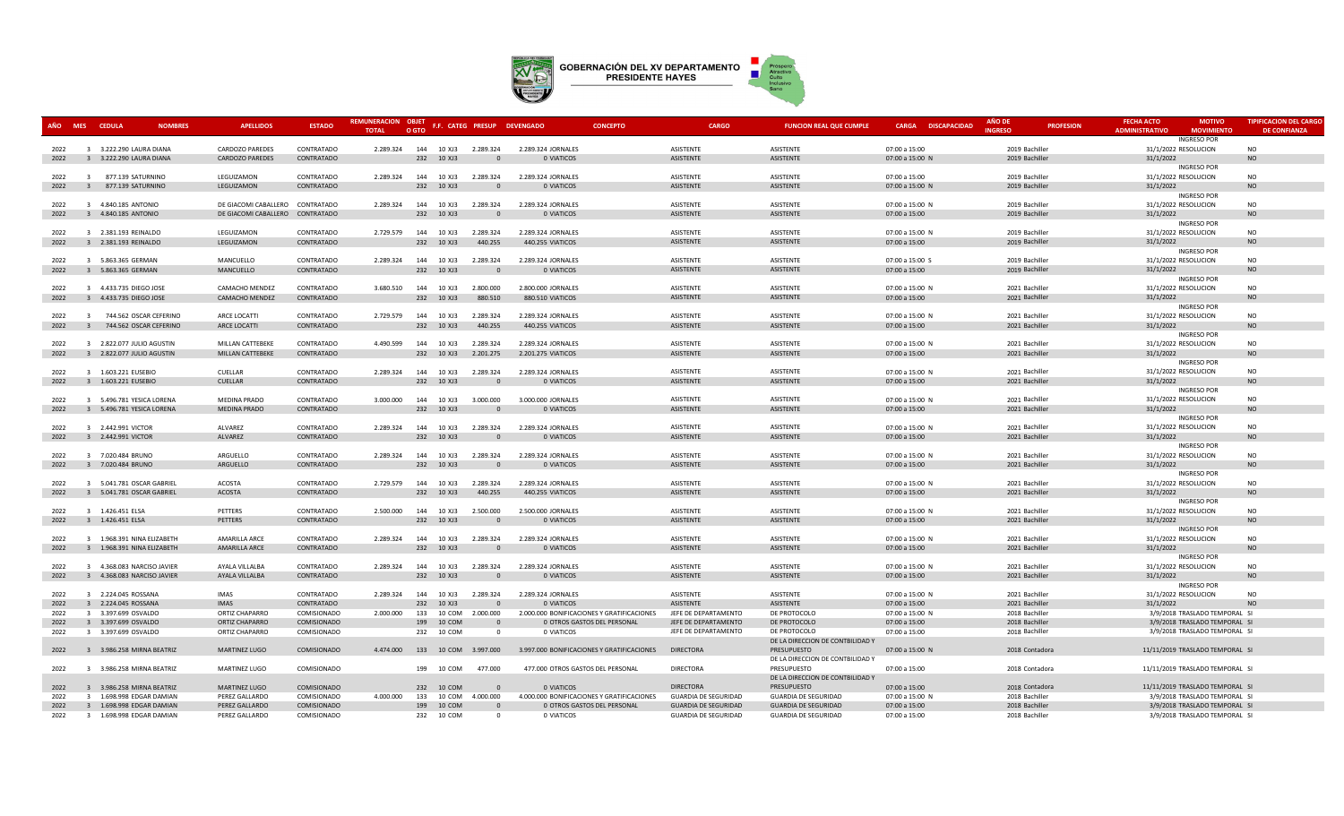# GOBERNACIÓN DEL XV DEPARTAMENTO PRESIDENTE HAYES

| AÑO | MES | CEDULA | NOMBRES | APELLIDOS | ESTADO | REMUNERACION TOTAL | OBJET O GTO | F.F. | CATEG | PRESUP | DEVENGADO | CONCEPTO | CARGO | FUNCION REAL QUE CUMPLE | CARGA | DISCAPACIDAD | AÑO DE INGRESO | PROFESION | FECHA ACTO ADMINISTRATIVO | MOTIVO MOVIMIENTO | TIPIFICACION DEL CARGO DE CONFIANZA |
|---|---|---|---|---|---|---|---|---|---|---|---|---|---|---|---|---|---|---|---|---|---|
| 2022 | 3 | 3.222.290 | LAURA DIANA | CARDOZO PAREDES | CONTRATADO | 2.289.324 | 144 | 10 | XJ3 | 2.289.324 | 2.289.324 | JORNALES | ASISTENTE | ASISTENTE | 07:00 a 15:00 | | 2019 | Bachiller | 31/1/2022 | INGRESO POR RESOLUCION | NO |
| 2022 | 3 | 3.222.290 | LAURA DIANA | CARDOZO PAREDES | CONTRATADO | | 232 | 10 | XJ3 | 0 | 0 | VIATICOS | ASISTENTE | ASISTENTE | 07:00 a 15:00 | N | 2019 | Bachiller | 31/1/2022 | | NO |
| 2022 | 3 | 877.139 | SATURNINO | LEGUIZAMON | CONTRATADO | 2.289.324 | 144 | 10 | XJ3 | 2.289.324 | 2.289.324 | JORNALES | ASISTENTE | ASISTENTE | 07:00 a 15:00 | | 2019 | Bachiller | 31/1/2022 | INGRESO POR RESOLUCION | NO |
| 2022 | 3 | 877.139 | SATURNINO | LEGUIZAMON | CONTRATADO | | 232 | 10 | XJ3 | 0 | 0 | VIATICOS | ASISTENTE | ASISTENTE | 07:00 a 15:00 | N | 2019 | Bachiller | 31/1/2022 | | NO |
| 2022 | 3 | 4.840.185 | ANTONIO | DE GIACOMI CABALLERO | CONTRATADO | 2.289.324 | 144 | 10 | XJ3 | 2.289.324 | 2.289.324 | JORNALES | ASISTENTE | ASISTENTE | 07:00 a 15:00 | N | 2019 | Bachiller | 31/1/2022 | INGRESO POR RESOLUCION | NO |
| 2022 | 3 | 4.840.185 | ANTONIO | DE GIACOMI CABALLERO | CONTRATADO | | 232 | 10 | XJ3 | 0 | 0 | VIATICOS | ASISTENTE | ASISTENTE | 07:00 a 15:00 | | 2019 | Bachiller | 31/1/2022 | | NO |
| 2022 | 3 | 2.381.193 | REINALDO | LEGUIZAMON | CONTRATADO | 2.729.579 | 144 | 10 | XJ3 | 2.289.324 | 2.289.324 | JORNALES | ASISTENTE | ASISTENTE | 07:00 a 15:00 | N | 2019 | Bachiller | 31/1/2022 | INGRESO POR RESOLUCION | NO |
| 2022 | 3 | 2.381.193 | REINALDO | LEGUIZAMON | CONTRATADO | | 232 | 10 | XJ3 | 440.255 | 440.255 | VIATICOS | ASISTENTE | ASISTENTE | 07:00 a 15:00 | | 2019 | Bachiller | 31/1/2022 | | NO |
| 2022 | 3 | 5.863.365 | GERMAN | MANCUELLO | CONTRATADO | 2.289.324 | 144 | 10 | XJ3 | 2.289.324 | 2.289.324 | JORNALES | ASISTENTE | ASISTENTE | 07:00 a 15:00 | S | 2019 | Bachiller | 31/1/2022 | INGRESO POR RESOLUCION | NO |
| 2022 | 3 | 5.863.365 | GERMAN | MANCUELLO | CONTRATADO | | 232 | 10 | XJ3 | 0 | 0 | VIATICOS | ASISTENTE | ASISTENTE | 07:00 a 15:00 | | 2019 | Bachiller | 31/1/2022 | | NO |
| 2022 | 3 | 4.433.735 | DIEGO JOSE | CAMACHO MENDEZ | CONTRATADO | 3.680.510 | 144 | 10 | XJ3 | 2.800.000 | 2.800.000 | JORNALES | ASISTENTE | ASISTENTE | 07:00 a 15:00 | N | 2021 | Bachiller | 31/1/2022 | INGRESO POR RESOLUCION | NO |
| 2022 | 3 | 4.433.735 | DIEGO JOSE | CAMACHO MENDEZ | CONTRATADO | | 232 | 10 | XJ3 | 880.510 | 880.510 | VIATICOS | ASISTENTE | ASISTENTE | 07:00 a 15:00 | | 2021 | Bachiller | 31/1/2022 | | NO |
| 2022 | 3 | 744.562 | OSCAR CEFERINO | ARCE LOCATTI | CONTRATADO | 2.729.579 | 144 | 10 | XJ3 | 2.289.324 | 2.289.324 | JORNALES | ASISTENTE | ASISTENTE | 07:00 a 15:00 | N | 2021 | Bachiller | 31/1/2022 | INGRESO POR RESOLUCION | NO |
| 2022 | 3 | 744.562 | OSCAR CEFERINO | ARCE LOCATTI | CONTRATADO | | 232 | 10 | XJ3 | 440.255 | 440.255 | VIATICOS | ASISTENTE | ASISTENTE | 07:00 a 15:00 | | 2021 | Bachiller | 31/1/2022 | | NO |
| 2022 | 3 | 2.822.077 | JULIO AGUSTIN | MILLAN CATTEBEKE | CONTRATADO | 4.490.599 | 144 | 10 | XJ3 | 2.289.324 | 2.289.324 | JORNALES | ASISTENTE | ASISTENTE | 07:00 a 15:00 | N | 2021 | Bachiller | 31/1/2022 | INGRESO POR RESOLUCION | NO |
| 2022 | 3 | 2.822.077 | JULIO AGUSTIN | MILLAN CATTEBEKE | CONTRATADO | | 232 | 10 | XJ3 | 2.201.275 | 2.201.275 | VIATICOS | ASISTENTE | ASISTENTE | 07:00 a 15:00 | | 2021 | Bachiller | 31/1/2022 | | NO |
| 2022 | 3 | 1.603.221 | EUSEBIO | CUELLAR | CONTRATADO | 2.289.324 | 144 | 10 | XJ3 | 2.289.324 | 2.289.324 | JORNALES | ASISTENTE | ASISTENTE | 07:00 a 15:00 | N | 2021 | Bachiller | 31/1/2022 | INGRESO POR RESOLUCION | NO |
| 2022 | 3 | 1.603.221 | EUSEBIO | CUELLAR | CONTRATADO | | 232 | 10 | XJ3 | 0 | 0 | VIATICOS | ASISTENTE | ASISTENTE | 07:00 a 15:00 | | 2021 | Bachiller | 31/1/2022 | | NO |
| 2022 | 3 | 5.496.781 | YESICA LORENA | MEDINA PRADO | CONTRATADO | 3.000.000 | 144 | 10 | XJ3 | 3.000.000 | 3.000.000 | JORNALES | ASISTENTE | ASISTENTE | 07:00 a 15:00 | N | 2021 | Bachiller | 31/1/2022 | INGRESO POR RESOLUCION | NO |
| 2022 | 3 | 5.496.781 | YESICA LORENA | MEDINA PRADO | CONTRATADO | | 232 | 10 | XJ3 | 0 | 0 | VIATICOS | ASISTENTE | ASISTENTE | 07:00 a 15:00 | | 2021 | Bachiller | 31/1/2022 | | NO |
| 2022 | 3 | 2.442.991 | VICTOR | ALVAREZ | CONTRATADO | 2.289.324 | 144 | 10 | XJ3 | 2.289.324 | 2.289.324 | JORNALES | ASISTENTE | ASISTENTE | 07:00 a 15:00 | N | 2021 | Bachiller | 31/1/2022 | INGRESO POR RESOLUCION | NO |
| 2022 | 3 | 2.442.991 | VICTOR | ALVAREZ | CONTRATADO | | 232 | 10 | XJ3 | 0 | 0 | VIATICOS | ASISTENTE | ASISTENTE | 07:00 a 15:00 | | 2021 | Bachiller | 31/1/2022 | | NO |
| 2022 | 3 | 7.020.484 | BRUNO | ARGUELLO | CONTRATADO | 2.289.324 | 144 | 10 | XJ3 | 2.289.324 | 2.289.324 | JORNALES | ASISTENTE | ASISTENTE | 07:00 a 15:00 | N | 2021 | Bachiller | 31/1/2022 | INGRESO POR RESOLUCION | NO |
| 2022 | 3 | 7.020.484 | BRUNO | ARGUELLO | CONTRATADO | | 232 | 10 | XJ3 | 0 | 0 | VIATICOS | ASISTENTE | ASISTENTE | 07:00 a 15:00 | | 2021 | Bachiller | 31/1/2022 | | NO |
| 2022 | 3 | 5.041.781 | OSCAR GABRIEL | ACOSTA | CONTRATADO | 2.729.579 | 144 | 10 | XJ3 | 2.289.324 | 2.289.324 | JORNALES | ASISTENTE | ASISTENTE | 07:00 a 15:00 | N | 2021 | Bachiller | 31/1/2022 | INGRESO POR RESOLUCION | NO |
| 2022 | 3 | 5.041.781 | OSCAR GABRIEL | ACOSTA | CONTRATADO | | 232 | 10 | XJ3 | 440.255 | 440.255 | VIATICOS | ASISTENTE | ASISTENTE | 07:00 a 15:00 | | 2021 | Bachiller | 31/1/2022 | | NO |
| 2022 | 3 | 1.426.451 | ELSA | PETTERS | CONTRATADO | 2.500.000 | 144 | 10 | XJ3 | 2.500.000 | 2.500.000 | JORNALES | ASISTENTE | ASISTENTE | 07:00 a 15:00 | N | 2021 | Bachiller | 31/1/2022 | INGRESO POR RESOLUCION | NO |
| 2022 | 3 | 1.426.451 | ELSA | PETTERS | CONTRATADO | | 232 | 10 | XJ3 | 0 | 0 | VIATICOS | ASISTENTE | ASISTENTE | 07:00 a 15:00 | | 2021 | Bachiller | 31/1/2022 | | NO |
| 2022 | 3 | 1.968.391 | NINA ELIZABETH | AMARILLA ARCE | CONTRATADO | 2.289.324 | 144 | 10 | XJ3 | 2.289.324 | 2.289.324 | JORNALES | ASISTENTE | ASISTENTE | 07:00 a 15:00 | N | 2021 | Bachiller | 31/1/2022 | INGRESO POR RESOLUCION | NO |
| 2022 | 3 | 1.968.391 | NINA ELIZABETH | AMARILLA ARCE | CONTRATADO | | 232 | 10 | XJ3 | 0 | 0 | VIATICOS | ASISTENTE | ASISTENTE | 07:00 a 15:00 | | 2021 | Bachiller | 31/1/2022 | | NO |
| 2022 | 3 | 4.368.083 | NARCISO JAVIER | AYALA VILLALBA | CONTRATADO | 2.289.324 | 144 | 10 | XJ3 | 2.289.324 | 2.289.324 | JORNALES | ASISTENTE | ASISTENTE | 07:00 a 15:00 | N | 2021 | Bachiller | 31/1/2022 | INGRESO POR RESOLUCION | NO |
| 2022 | 3 | 4.368.083 | NARCISO JAVIER | AYALA VILLALBA | CONTRATADO | | 232 | 10 | XJ3 | 0 | 0 | VIATICOS | ASISTENTE | ASISTENTE | 07:00 a 15:00 | | 2021 | Bachiller | 31/1/2022 | | NO |
| 2022 | 3 | 2.224.045 | ROSSANA | IMAS | CONTRATADO | 2.289.324 | 144 | 10 | XJ3 | 2.289.324 | 2.289.324 | JORNALES | ASISTENTE | ASISTENTE | 07:00 a 15:00 | N | 2021 | Bachiller | 31/1/2022 | INGRESO POR RESOLUCION | NO |
| 2022 | 3 | 2.224.045 | ROSSANA | IMAS | CONTRATADO | | 232 | 10 | XJ3 | 0 | 0 | VIATICOS | ASISTENTE | ASISTENTE | 07:00 a 15:00 | | 2021 | Bachiller | 31/1/2022 | | NO |
| 2022 | 3 | 3.397.699 | OSVALDO | ORTIZ CHAPARRO | COMISIONADO | 2.000.000 | 133 | 10 | COM | 2.000.000 | 2.000.000 | BONIFICACIONES Y GRATIFICACIONES | JEFE DE DEPARTAMENTO | DE PROTOCOLO | 07:00 a 15:00 | N | 2018 | Bachiller | 3/9/2018 | TRASLADO TEMPORAL | SI |
| 2022 | 3 | 3.397.699 | OSVALDO | ORTIZ CHAPARRO | COMISIONADO | | 199 | 10 | COM | 0 | 0 | OTROS GASTOS DEL PERSONAL | JEFE DE DEPARTAMENTO | DE PROTOCOLO | 07:00 a 15:00 | | 2018 | Bachiller | 3/9/2018 | TRASLADO TEMPORAL | SI |
| 2022 | 3 | 3.397.699 | OSVALDO | ORTIZ CHAPARRO | COMISIONADO | | 232 | 10 | COM | 0 | 0 | VIATICOS | JEFE DE DEPARTAMENTO | DE PROTOCOLO | 07:00 a 15:00 | | 2018 | Bachiller | 3/9/2018 | TRASLADO TEMPORAL | SI |
| 2022 | 3 | 3.986.258 | MIRNA BEATRIZ | MARTINEZ LUGO | COMISIONADO | 4.474.000 | 133 | 10 | COM | 3.997.000 | 3.997.000 | BONIFICACIONES Y GRATIFICACIONES | DIRECTORA | DE LA DIRECCION DE CONTBILIDAD Y PRESUPUESTO | 07:00 a 15:00 | N | 2018 | Contadora | 11/11/2019 | TRASLADO TEMPORAL | SI |
| 2022 | 3 | 3.986.258 | MIRNA BEATRIZ | MARTINEZ LUGO | COMISIONADO | | 199 | 10 | COM | 477.000 | 477.000 | OTROS GASTOS DEL PERSONAL | DIRECTORA | DE LA DIRECCION DE CONTBILIDAD Y PRESUPUESTO | 07:00 a 15:00 | | 2018 | Contadora | 11/11/2019 | TRASLADO TEMPORAL | SI |
| 2022 | 3 | 3.986.258 | MIRNA BEATRIZ | MARTINEZ LUGO | COMISIONADO | | 232 | 10 | COM | 0 | 0 | VIATICOS | DIRECTORA | DE LA DIRECCION DE CONTBILIDAD Y PRESUPUESTO | 07:00 a 15:00 | | 2018 | Contadora | 11/11/2019 | TRASLADO TEMPORAL | SI |
| 2022 | 3 | 1.698.998 | EDGAR DAMIAN | PEREZ GALLARDO | COMISIONADO | 4.000.000 | 133 | 10 | COM | 4.000.000 | 4.000.000 | BONIFICACIONES Y GRATIFICACIONES | GUARDIA DE SEGURIDAD | GUARDIA DE SEGURIDAD | 07:00 a 15:00 | N | 2018 | Bachiller | 3/9/2018 | TRASLADO TEMPORAL | SI |
| 2022 | 3 | 1.698.998 | EDGAR DAMIAN | PEREZ GALLARDO | COMISIONADO | | 199 | 10 | COM | 0 | 0 | OTROS GASTOS DEL PERSONAL | GUARDIA DE SEGURIDAD | GUARDIA DE SEGURIDAD | 07:00 a 15:00 | | 2018 | Bachiller | 3/9/2018 | TRASLADO TEMPORAL | SI |
| 2022 | 3 | 1.698.998 | EDGAR DAMIAN | PEREZ GALLARDO | COMISIONADO | | 232 | 10 | COM | 0 | 0 | VIATICOS | GUARDIA DE SEGURIDAD | GUARDIA DE SEGURIDAD | 07:00 a 15:00 | | 2018 | Bachiller | 3/9/2018 | TRASLADO TEMPORAL | SI |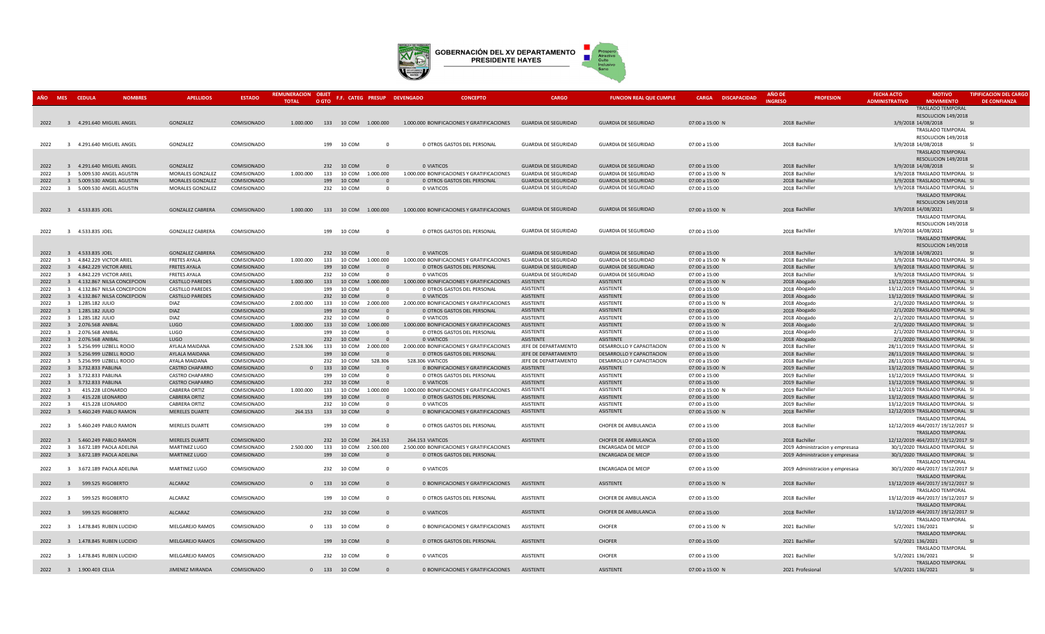# GOBERNACIÓN DEL XV DEPARTAMENTO PRESIDENTE HAYES

| AÑO | MES | CEDULA | NOMBRES | APELLIDOS | ESTADO | REMUNERACION TOTAL | OBJET O GTO | F.F. | CATEG | PRESUP | DEVENGADO | CONCEPTO | CARGO | FUNCION REAL QUE CUMPLE | CARGA | DISCAPACIDAD | AÑO DE INGRESO | PROFESION | FECHA ACTO ADMINISTRATIVO | MOTIVO MOVIMIENTO | TIPIFICACION DEL CARGO DE CONFIANZA |
|---|---|---|---|---|---|---|---|---|---|---|---|---|---|---|---|---|---|---|---|---|---|
| 2022 | 3 | 4.291.640 | MIGUEL ANGEL | GONZALEZ | COMISIONADO | 1.000.000 | 133 | 10 | COM | 1.000.000 | 1.000.000 | BONIFICACIONES Y GRATIFICACIONES | GUARDIA DE SEGURIDAD | GUARDIA DE SEGURIDAD | 07:00 a 15:00 | N | 2018 | Bachiller | 3/9/2018 | TRASLADO TEMPORAL RESOLUCION 149/2018 14/08/2018 | SI |
| 2022 | 3 | 4.291.640 | MIGUEL ANGEL | GONZALEZ | COMISIONADO | | 199 | 10 | COM | 0 | 0 | OTROS GASTOS DEL PERSONAL | GUARDIA DE SEGURIDAD | GUARDIA DE SEGURIDAD | 07:00 a 15:00 | | 2018 | Bachiller | 3/9/2018 | TRASLADO TEMPORAL RESOLUCION 149/2018 14/08/2018 | SI |
| 2022 | 3 | 4.291.640 | MIGUEL ANGEL | GONZALEZ | COMISIONADO | | 232 | 10 | COM | 0 | 0 | VIATICOS | GUARDIA DE SEGURIDAD | GUARDIA DE SEGURIDAD | 07:00 a 15:00 | | 2018 | Bachiller | 3/9/2018 | TRASLADO TEMPORAL RESOLUCION 149/2018 14/08/2018 | SI |
| 2022 | 3 | 5.009.530 | ANGEL AGUSTIN | MORALES GONZALEZ | COMISIONADO | 1.000.000 | 133 | 10 | COM | 1.000.000 | 1.000.000 | BONIFICACIONES Y GRATIFICACIONES | GUARDIA DE SEGURIDAD | GUARDIA DE SEGURIDAD | 07:00 a 15:00 | N | 2018 | Bachiller | 3/9/2018 | TRASLADO TEMPORAL | SI |
| 2022 | 3 | 5.009.530 | ANGEL AGUSTIN | MORALES GONZALEZ | COMISIONADO | | 199 | 10 | COM | 0 | 0 | OTROS GASTOS DEL PERSONAL | GUARDIA DE SEGURIDAD | GUARDIA DE SEGURIDAD | 07:00 a 15:00 | | 2018 | Bachiller | 3/9/2018 | TRASLADO TEMPORAL | SI |
| 2022 | 3 | 5.009.530 | ANGEL AGUSTIN | MORALES GONZALEZ | COMISIONADO | | 232 | 10 | COM | 0 | 0 | VIATICOS | GUARDIA DE SEGURIDAD | GUARDIA DE SEGURIDAD | 07:00 a 15:00 | | 2018 | Bachiller | 3/9/2018 | TRASLADO TEMPORAL | SI |
| 2022 | 3 | 4.533.835 | JOEL | GONZALEZ CABRERA | COMISIONADO | 1.000.000 | 133 | 10 | COM | 1.000.000 | 1.000.000 | BONIFICACIONES Y GRATIFICACIONES | GUARDIA DE SEGURIDAD | GUARDIA DE SEGURIDAD | 07:00 a 15:00 | N | 2018 | Bachiller | 3/9/2018 | TRASLADO TEMPORAL RESOLUCION 149/2018 14/08/2021 | SI |
| 2022 | 3 | 4.533.835 | JOEL | GONZALEZ CABRERA | COMISIONADO | | 199 | 10 | COM | 0 | 0 | OTROS GASTOS DEL PERSONAL | GUARDIA DE SEGURIDAD | GUARDIA DE SEGURIDAD | 07:00 a 15:00 | | 2018 | Bachiller | 3/9/2018 | TRASLADO TEMPORAL RESOLUCION 149/2018 14/08/2021 | SI |
| 2022 | 3 | 4.533.835 | JOEL | GONZALEZ CABRERA | COMISIONADO | | 232 | 10 | COM | 0 | 0 | VIATICOS | GUARDIA DE SEGURIDAD | GUARDIA DE SEGURIDAD | 07:00 a 15:00 | | 2018 | Bachiller | 3/9/2018 | TRASLADO TEMPORAL RESOLUCION 149/2018 14/08/2021 | SI |
| 2022 | 3 | 4.842.229 | VICTOR ARIEL | FRETES AYALA | COMISIONADO | 1.000.000 | 133 | 10 | COM | 1.000.000 | 1.000.000 | BONIFICACIONES Y GRATIFICACIONES | GUARDIA DE SEGURIDAD | GUARDIA DE SEGURIDAD | 07:00 a 15:00 | N | 2018 | Bachiller | 3/9/2018 | TRASLADO TEMPORAL | SI |
| 2022 | 3 | 4.842.229 | VICTOR ARIEL | FRETES AYALA | COMISIONADO | | 199 | 10 | COM | 0 | 0 | OTROS GASTOS DEL PERSONAL | GUARDIA DE SEGURIDAD | GUARDIA DE SEGURIDAD | 07:00 a 15:00 | | 2018 | Bachiller | 3/9/2018 | TRASLADO TEMPORAL | SI |
| 2022 | 3 | 4.842.229 | VICTOR ARIEL | FRETES AYALA | COMISIONADO | | 232 | 10 | COM | 0 | 0 | VIATICOS | GUARDIA DE SEGURIDAD | GUARDIA DE SEGURIDAD | 07:00 a 15:00 | | 2018 | Bachiller | 3/9/2018 | TRASLADO TEMPORAL | SI |
| 2022 | 3 | 4.132.867 | NILSA CONCEPCION | CASTILLO PAREDES | COMISIONADO | 1.000.000 | 133 | 10 | COM | 1.000.000 | 1.000.000 | BONIFICACIONES Y GRATIFICACIONES | ASISTENTE | ASISTENTE | 07:00 a 15:00 | N | 2018 | Abogado | 13/12/2019 | TRASLADO TEMPORAL | SI |
| 2022 | 3 | 4.132.867 | NILSA CONCEPCION | CASTILLO PAREDES | COMISIONADO | | 199 | 10 | COM | 0 | 0 | OTROS GASTOS DEL PERSONAL | ASISTENTE | ASISTENTE | 07:00 a 15:00 | | 2018 | Abogado | 13/12/2019 | TRASLADO TEMPORAL | SI |
| 2022 | 3 | 4.132.867 | NILSA CONCEPCION | CASTILLO PAREDES | COMISIONADO | | 232 | 10 | COM | 0 | 0 | VIATICOS | ASISTENTE | ASISTENTE | 07:00 a 15:00 | | 2018 | Abogado | 13/12/2019 | TRASLADO TEMPORAL | SI |
| 2022 | 3 | 1.285.182 | JULIO | DIAZ | COMISIONADO | 2.000.000 | 133 | 10 | COM | 2.000.000 | 2.000.000 | BONIFICACIONES Y GRATIFICACIONES | ASISTENTE | ASISTENTE | 07:00 a 15:00 | N | 2018 | Abogado | 2/1/2020 | TRASLADO TEMPORAL | SI |
| 2022 | 3 | 1.285.182 | JULIO | DIAZ | COMISIONADO | | 199 | 10 | COM | 0 | 0 | OTROS GASTOS DEL PERSONAL | ASISTENTE | ASISTENTE | 07:00 a 15:00 | | 2018 | Abogado | 2/1/2020 | TRASLADO TEMPORAL | SI |
| 2022 | 3 | 1.285.182 | JULIO | DIAZ | COMISIONADO | | 232 | 10 | COM | 0 | 0 | VIATICOS | ASISTENTE | ASISTENTE | 07:00 a 15:00 | | 2018 | Abogado | 2/1/2020 | TRASLADO TEMPORAL | SI |
| 2022 | 3 | 2.076.568 | ANIBAL | LUGO | COMISIONADO | 1.000.000 | 133 | 10 | COM | 1.000.000 | 1.000.000 | BONIFICACIONES Y GRATIFICACIONES | ASISTENTE | ASISTENTE | 07:00 a 15:00 | N | 2018 | Abogado | 2/1/2020 | TRASLADO TEMPORAL | SI |
| 2022 | 3 | 2.076.568 | ANIBAL | LUGO | COMISIONADO | | 199 | 10 | COM | 0 | 0 | OTROS GASTOS DEL PERSONAL | ASISTENTE | ASISTENTE | 07:00 a 15:00 | | 2018 | Abogado | 2/1/2020 | TRASLADO TEMPORAL | SI |
| 2022 | 3 | 2.076.568 | ANIBAL | LUGO | COMISIONADO | | 232 | 10 | COM | 0 | 0 | VIATICOS | ASISTENTE | ASISTENTE | 07:00 a 15:00 | | 2018 | Abogado | 2/1/2020 | TRASLADO TEMPORAL | SI |
| 2022 | 3 | 5.256.999 | LIZBELL ROCIO | AYLALA MAIDANA | COMISIONADO | 2.528.306 | 133 | 10 | COM | 2.000.000 | 2.000.000 | BONIFICACIONES Y GRATIFICACIONES | JEFE DE DEPARTAMENTO | DESARROLLO Y CAPACITACION | 07:00 a 15:00 | N | 2018 | Bachiller | 28/11/2019 | TRASLADO TEMPORAL | SI |
| 2022 | 3 | 5.256.999 | LIZBELL ROCIO | AYLALA MAIDANA | COMISIONADO | | 199 | 10 | COM | 0 | 0 | OTROS GASTOS DEL PERSONAL | JEFE DE DEPARTAMENTO | DESARROLLO Y CAPACITACION | 07:00 a 15:00 | | 2018 | Bachiller | 28/11/2019 | TRASLADO TEMPORAL | SI |
| 2022 | 3 | 5.256.999 | LIZBELL ROCIO | AYALA MAIDANA | COMISIONADO | | 232 | 10 | COM | 528.306 | 528.306 | VIATICOS | JEFE DE DEPARTAMENTO | DESARROLLO Y CAPACITACION | 07:00 a 15:00 | | 2018 | Bachiller | 28/11/2019 | TRASLADO TEMPORAL | SI |
| 2022 | 3 | 3.732.833 | PABLINA | CASTRO CHAPARRO | COMISIONADO | 0 | 133 | 10 | COM | 0 | 0 | BONIFICACIONES Y GRATIFICACIONES | ASISTENTE | ASISTENTE | 07:00 a 15:00 | N | 2019 | Bachiller | 13/12/2019 | TRASLADO TEMPORAL | SI |
| 2022 | 3 | 3.732.833 | PABLINA | CASTRO CHAPARRO | COMISIONADO | | 199 | 10 | COM | 0 | 0 | OTROS GASTOS DEL PERSONAL | ASISTENTE | ASISTENTE | 07:00 a 15:00 | | 2019 | Bachiller | 13/12/2019 | TRASLADO TEMPORAL | SI |
| 2022 | 3 | 3.732.833 | PABLINA | CASTRO CHAPARRO | COMISIONADO | | 232 | 10 | COM | 0 | 0 | VIATICOS | ASISTENTE | ASISTENTE | 07:00 a 15:00 | | 2019 | Bachiller | 13/12/2019 | TRASLADO TEMPORAL | SI |
| 2022 | 3 | 415.228 | LEONARDO | CABRERA ORTIZ | COMISIONADO | 1.000.000 | 133 | 10 | COM | 1.000.000 | 1.000.000 | BONIFICACIONES Y GRATIFICACIONES | ASISTENTE | ASISTENTE | 07:00 a 15:00 | N | 2019 | Bachiller | 13/12/2019 | TRASLADO TEMPORAL | SI |
| 2022 | 3 | 415.228 | LEONARDO | CABRERA ORTIZ | COMISIONADO | | 199 | 10 | COM | 0 | 0 | OTROS GASTOS DEL PERSONAL | ASISTENTE | ASISTENTE | 07:00 a 15:00 | | 2019 | Bachiller | 13/12/2019 | TRASLADO TEMPORAL | SI |
| 2022 | 3 | 415.228 | LEONARDO | CABRERA ORTIZ | COMISIONADO | | 232 | 10 | COM | 0 | 0 | VIATICOS | ASISTENTE | ASISTENTE | 07:00 a 15:00 | | 2019 | Bachiller | 13/12/2019 | TRASLADO TEMPORAL | SI |
| 2022 | 3 | 5.460.249 | PABLO RAMON | MERELES DUARTE | COMISIONADO | 264.153 | 133 | 10 | COM | 0 | 0 | BONIFICACIONES Y GRATIFICACIONES | ASISTENTE | ASISTENTE | 07:00 a 15:00 | N | 2018 | Bachiller | 12/12/2019 | TRASLADO TEMPORAL | SI |
| 2022 | 3 | 5.460.249 | PABLO RAMON | MERELES DUARTE | COMISIONADO | | 199 | 10 | COM | 0 | 0 | OTROS GASTOS DEL PERSONAL | ASISTENTE | CHOFER DE AMBULANCIA | 07:00 a 15:00 | | 2018 | Bachiller | 12/12/2019 | TRASLADO TEMPORAL 464/2017/ 19/12/2017 | SI |
| 2022 | 3 | 5.460.249 | PABLO RAMON | MERELES DUARTE | COMISIONADO | | 232 | 10 | COM | 264.153 | 264.153 | VIATICOS | ASISTENTE | CHOFER DE AMBULANCIA | 07:00 a 15:00 | | 2018 | Bachiller | 12/12/2019 | TRASLADO TEMPORAL 464/2017/ 19/12/2017 | SI |
| 2022 | 3 | 3.672.189 | PAOLA ADELINA | MARTINEZ LUGO | COMISIONADO | 2.500.000 | 133 | 10 | COM | 2.500.000 | 2.500.000 | BONIFICACIONES Y GRATIFICACIONES | | ENCARGADA DE MECIP | 07:00 a 15:00 | | 2019 | Administracion y empresasa | 30/1/2020 | TRASLADO TEMPORAL | SI |
| 2022 | 3 | 3.672.189 | PAOLA ADELINA | MARTINEZ LUGO | COMISIONADO | | 199 | 10 | COM | 0 | 0 | OTROS GASTOS DEL PERSONAL | | ENCARGADA DE MECIP | 07:00 a 15:00 | | 2019 | Administracion y empresasa | 30/1/2020 | TRASLADO TEMPORAL | SI |
| 2022 | 3 | 3.672.189 | PAOLA ADELINA | MARTINEZ LUGO | COMISIONADO | | 232 | 10 | COM | 0 | 0 | VIATICOS | | ENCARGADA DE MECIP | 07:00 a 15:00 | | 2019 | Administracion y empresasa | 30/1/2020 | TRASLADO TEMPORAL 464/2017/ 19/12/2017 | SI |
| 2022 | 3 | 599.525 | RIGOBERTO | ALCARAZ | COMISIONADO | 0 | 133 | 10 | COM | 0 | 0 | BONIFICACIONES Y GRATIFICACIONES | ASISTENTE | ASISTENTE | 07:00 a 15:00 | N | 2018 | Bachiller | 13/12/2019 | TRASLADO TEMPORAL 464/2017/ 19/12/2017 | SI |
| 2022 | 3 | 599.525 | RIGOBERTO | ALCARAZ | COMISIONADO | | 199 | 10 | COM | 0 | 0 | OTROS GASTOS DEL PERSONAL | ASISTENTE | CHOFER DE AMBULANCIA | 07:00 a 15:00 | | 2018 | Bachiller | 13/12/2019 | TRASLADO TEMPORAL 464/2017/ 19/12/2017 | SI |
| 2022 | 3 | 599.525 | RIGOBERTO | ALCARAZ | COMISIONADO | | 232 | 10 | COM | 0 | 0 | VIATICOS | ASISTENTE | CHOFER DE AMBULANCIA | 07:00 a 15:00 | | 2018 | Bachiller | 13/12/2019 | TRASLADO TEMPORAL 464/2017/ 19/12/2017 | SI |
| 2022 | 3 | 1.478.845 | RUBEN LUCIDIO | MELGAREJO RAMOS | COMISIONADO | 0 | 133 | 10 | COM | 0 | 0 | BONIFICACIONES Y GRATIFICACIONES | ASISTENTE | CHOFER | 07:00 a 15:00 | N | 2021 | Bachiller | 5/2/2021 | TRASLADO TEMPORAL 136/2021 | SI |
| 2022 | 3 | 1.478.845 | RUBEN LUCIDIO | MELGAREJO RAMOS | COMISIONADO | | 199 | 10 | COM | 0 | 0 | OTROS GASTOS DEL PERSONAL | ASISTENTE | CHOFER | 07:00 a 15:00 | | 2021 | Bachiller | 5/2/2021 | TRASLADO TEMPORAL 136/2021 | SI |
| 2022 | 3 | 1.478.845 | RUBEN LUCIDIO | MELGAREJO RAMOS | COMISIONADO | | 232 | 10 | COM | 0 | 0 | VIATICOS | ASISTENTE | CHOFER | 07:00 a 15:00 | | 2021 | Bachiller | 5/2/2021 | TRASLADO TEMPORAL 136/2021 | SI |
| 2022 | 3 | 1.900.403 | CELIA | JIMENEZ MIRANDA | COMISIONADO | 0 | 133 | 10 | COM | 0 | 0 | BONIFICACIONES Y GRATIFICACIONES | ASISTENTE | ASISTENTE | 07:00 a 15:00 | N | 2021 | Profesional | 5/3/2021 | TRASLADO TEMPORAL 136/2021 | SI |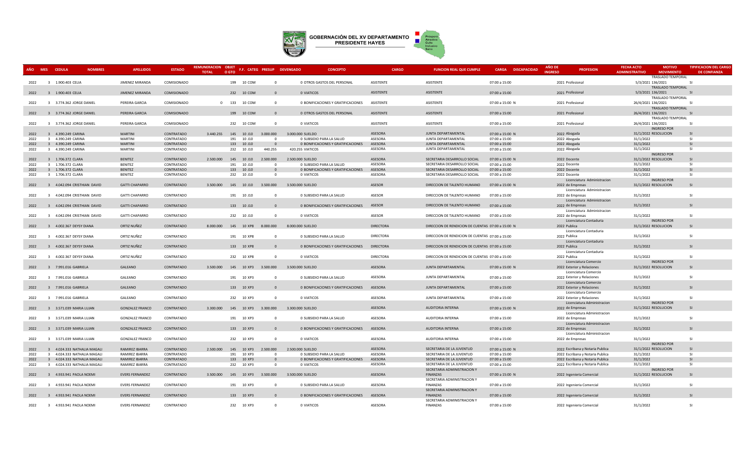# GOBERNACIÓN DEL XV DEPARTAMENTO PRESIDENTE HAYES

| AÑO | MES | CEDULA | NOMBRES | APELLIDOS | ESTADO | REMUNERACION TOTAL | OBJET O GTO | F.F. | CATEG | PRESUP | DEVENGADO | CONCEPTO | CARGO | FUNCION REAL QUE CUMPLE | CARGA | DISCAPACIDAD | AÑO DE INGRESO | PROFESION | FECHA ACTO ADMINISTRATIVO | MOTIVO MOVIMIENTO | TIPIFICACION DEL CARGO DE CONFIANZA |
|---|---|---|---|---|---|---|---|---|---|---|---|---|---|---|---|---|---|---|---|---|---|
| 2022 | 3 | 1.900.403 | CELIA | JIMENEZ MIRANDA | COMISIONADO | | 199 | 10 | COM | 0 | 0 | OTROS GASTOS DEL PERSONAL | ASISTENTE | ASISTENTE | 07:00 a 15:00 | | 2021 | Profesional | 5/3/2021 | 136/2021 TRASLADO TEMPORAL | SI |
| 2022 | 3 | 1.900.403 | CELIA | JIMENEZ MIRANDA | COMISIONADO | | 232 | 10 | COM | 0 | 0 | VIATICOS | ASISTENTE | ASISTENTE | 07:00 a 15:00 | | 2021 | Profesional | 5/3/2021 | 136/2021 TRASLADO TEMPORAL | SI |
| 2022 | 3 | 3.774.362 | JORGE DANIEL | PEREIRA GARCIA | COMISIONADO | 0 | 133 | 10 | COM | 0 | 0 | BONIFICACIONES Y GRATIFICACIONES | ASISTENTE | ASISTENTE | 07:00 a 15:00 | N | 2021 | Profesional | 26/4/2021 | 136/2021 TRASLADO TEMPORAL | SI |
| 2022 | 3 | 3.774.362 | JORGE DANIEL | PEREIRA GARCIA | COMISIONADO | | 199 | 10 | COM | 0 | 0 | OTROS GASTOS DEL PERSONAL | ASISTENTE | ASISTENTE | 07:00 a 15:00 | | 2021 | Profesional | 26/4/2021 | 136/2021 TRASLADO TEMPORAL | SI |
| 2022 | 3 | 3.774.362 | JORGE DANIEL | PEREIRA GARCIA | COMISIONADO | | 232 | 10 | COM | 0 | 0 | VIATICOS | ASISTENTE | ASISTENTE | 07:00 a 15:00 | | 2021 | Profesional | 26/4/2021 | 136/2021 TRASLADO TEMPORAL | SI |
| 2022 | 3 | 4.390.249 | CARINA | MARTINI | CONTRATADO | 3.440.255 | 145 | 10 | J10 | 3.000.000 | 3.000.000 | SUELDO | ASESORA | JUNTA DEPARTAMENTAL | 07:00 a 15:00 | N | 2022 | Abogada | 31/1/2022 | INGRESO POR RESOLUCION | SI |
| 2022 | 3 | 4.390.249 | CARINA | MARTINI | CONTRATADO | | 191 | 10 | J10 | 0 | 0 | SUBSIDIO PARA LA SALUD | ASESORA | JUNTA DEPARTAMENTAL | 07:00 a 15:00 | | 2022 | Abogada | 31/1/2022 | | SI |
| 2022 | 3 | 4.390.249 | CARINA | MARTINI | CONTRATADO | | 133 | 10 | J10 | 0 | 0 | BONIFICACIONES Y GRATIFICACIONES | ASESORA | JUNTA DEPARTAMENTAL | 07:00 a 15:00 | | 2022 | Abogada | 31/1/2022 | | SI |
| 2022 | 3 | 4.390.249 | CARINA | MARTINI | CONTRATADO | | 232 | 10 | J10 | 440.255 | 420.255 | VIATICOS | ASESORA | JUNTA DEPARTAMENTAL | 07:00 a 15:00 | | 2022 | Abogada | 31/1/2022 | | SI |
| 2022 | 3 | 1.706.372 | CLARA | BENITEZ | CONTRATADO | 2.500.000 | 145 | 10 | J10 | 2.500.000 | 2.500.000 | SUELDO | ASESORA | SECRETARIA DESARROLLO SOCIAL | 07:00 a 15:00 | N | 2022 | Docente | 31/1/2022 | INGRESO POR RESOLUCION | SI |
| 2022 | 3 | 1.706.372 | CLARA | BENITEZ | CONTRATADO | | 191 | 10 | J10 | 0 | 0 | SUBSIDIO PARA LA SALUD | ASESORA | SECRETARIA DESARROLLO SOCIAL | 07:00 a 15:00 | | 2022 | Docente | 31/1/2022 | | SI |
| 2022 | 3 | 1.706.372 | CLARA | BENITEZ | CONTRATADO | | 133 | 10 | J10 | 0 | 0 | BONIFICACIONES Y GRATIFICACIONES | ASESORA | SECRETARIA DESARROLLO SOCIAL | 07:00 a 15:00 | | 2022 | Docente | 31/1/2022 | | SI |
| 2022 | 3 | 1.706.372 | CLARA | BENITEZ | CONTRATADO | | 232 | 10 | J10 | 0 | 0 | VIATICOS | ASESORA | SECRETARIA DESARROLLO SOCIAL | 07:00 a 15:00 | | 2022 | Docente | 31/1/2022 | | SI |
| 2022 | 3 | 4.042.094 | CRISTHIAN DAVID | GATTI CHAPARRO | CONTRATADO | 3.500.000 | 145 | 10 | J10 | 3.500.000 | 3.500.000 | SUELDO | ASESOR | DIRECCION DE TALENTO HUMANO | 07:00 a 15:00 | N | 2022 | Licenciatura Administracion de Empresas | 31/1/2022 | INGRESO POR RESOLUCION | SI |
| 2022 | 3 | 4.042.094 | CRISTHIAN DAVID | GATTI CHAPARRO | CONTRATADO | | 191 | 10 | J10 | 0 | 0 | SUBSIDIO PARA LA SALUD | ASESOR | DIRECCION DE TALENTO HUMANO | 07:00 a 15:00 | | 2022 | Licenciatura Administracion de Empresas | 31/1/2022 | | SI |
| 2022 | 3 | 4.042.094 | CRISTHIAN DAVID | GATTI CHAPARRO | CONTRATADO | | 133 | 10 | J10 | 0 | 0 | BONIFICACIONES Y GRATIFICACIONES | ASESOR | DIRECCION DE TALENTO HUMANO | 07:00 a 15:00 | | 2022 | Licenciatura Administracion de Empresas | 31/1/2022 | | SI |
| 2022 | 3 | 4.042.094 | CRISTHIAN DAVID | GATTI CHAPARRO | CONTRATADO | | 232 | 10 | J10 | 0 | 0 | VIATICOS | ASESOR | DIRECCION DE TALENTO HUMANO | 07:00 a 15:00 | | 2022 | Licenciatura Administracion de Empresas | 31/1/2022 | | SI |
| 2022 | 3 | 4.002.367 | DEYSY DIANA | ORTIZ NUÑEZ | CONTRATADO | 8.000.000 | 145 | 10 | XP8 | 8.000.000 | 8.000.000 | SUELDO | DIRECTORA | DIRECCION DE RENDICION DE CUENTAS | 07:00 a 15:00 | N | 2022 | Licenciatura Contaduria Publica | 31/1/2022 | INGRESO POR RESOLUCION | SI |
| 2022 | 3 | 4.002.367 | DEYSY DIANA | ORTIZ NUÑEZ | CONTRATADO | | 191 | 10 | XP8 | 0 | 0 | SUBSIDIO PARA LA SALUD | DIRECTORA | DIRECCION DE RENDICION DE CUENTAS | 07:00 a 15:00 | | 2022 | Licenciatura Contaduria Publica | 31/1/2022 | | SI |
| 2022 | 3 | 4.002.367 | DEYSY DIANA | ORTIZ NUÑEZ | CONTRATADO | | 133 | 10 | XP8 | 0 | 0 | BONIFICACIONES Y GRATIFICACIONES | DIRECTORA | DIRECCION DE RENDICION DE CUENTAS | 07:00 a 15:00 | | 2022 | Licenciatura Contaduria Publica | 31/1/2022 | | SI |
| 2022 | 3 | 4.002.367 | DEYSY DIANA | ORTIZ NUÑEZ | CONTRATADO | | 232 | 10 | XP8 | 0 | 0 | VIATICOS | DIRECTORA | DIRECCION DE RENDICION DE CUENTAS | 07:00 a 15:00 | | 2022 | Licenciatura Contaduria Publica | 31/1/2022 | | SI |
| 2022 | 3 | 7.991.016 | GABRIELA | GALEANO | CONTRATADO | 3.500.000 | 145 | 10 | XP3 | 3.500.000 | 3.500.000 | SUELDO | ASESORA | JUNTA DEPARTAMENTAL | 07:00 a 15:00 | N | 2022 | Licenciatura Comercio Exterior y Relaciones | 31/1/2022 | INGRESO POR RESOLUCION | SI |
| 2022 | 3 | 7.991.016 | GABRIELA | GALEANO | CONTRATADO | | 191 | 10 | XP3 | 0 | 0 | SUBSIDIO PARA LA SALUD | ASESORA | JUNTA DEPARTAMENTAL | 07:00 a 15:00 | | 2022 | Licenciatura Comercio Exterior y Relaciones | 31/1/2022 | | SI |
| 2022 | 3 | 7.991.016 | GABRIELA | GALEANO | CONTRATADO | | 133 | 10 | XP3 | 0 | 0 | BONIFICACIONES Y GRATIFICACIONES | ASESORA | JUNTA DEPARTAMENTAL | 07:00 a 15:00 | | 2022 | Licenciatura Comercio Exterior y Relaciones | 31/1/2022 | | SI |
| 2022 | 3 | 7.991.016 | GABRIELA | GALEANO | CONTRATADO | | 232 | 10 | XP3 | 0 | 0 | VIATICOS | ASESORA | JUNTA DEPARTAMENTAL | 07:00 a 15:00 | | 2022 | Licenciatura Comercio Exterior y Relaciones | 31/1/2022 | | SI |
| 2022 | 3 | 3.571.039 | MARIA LUJAN | GONZALEZ FRANCO | CONTRATADO | 3.300.000 | 145 | 10 | XP3 | 3.300.000 | 3.300.000 | SUELDO | ASESORA | AUDITORIA INTERNA | 07:00 a 15:00 | N | 2022 | Licenciatura Administracion de Empresas | 31/1/2022 | INGRESO POR RESOLUCION | SI |
| 2022 | 3 | 3.571.039 | MARIA LUJAN | GONZALEZ FRANCO | CONTRATADO | | 191 | 10 | XP3 | 0 | 0 | SUBSIDIO PARA LA SALUD | ASESORA | AUDITORIA INTERNA | 07:00 a 15:00 | | 2022 | Licenciatura Administracion de Empresas | 31/1/2022 | | SI |
| 2022 | 3 | 3.571.039 | MARIA LUJAN | GONZALEZ FRANCO | CONTRATADO | | 133 | 10 | XP3 | 0 | 0 | BONIFICACIONES Y GRATIFICACIONES | ASESORA | AUDITORIA INTERNA | 07:00 a 15:00 | | 2022 | Licenciatura Administracion de Empresas | 31/1/2022 | | SI |
| 2022 | 3 | 3.571.039 | MARIA LUJAN | GONZALEZ FRANCO | CONTRATADO | | 232 | 10 | XP3 | 0 | 0 | VIATICOS | ASESORA | AUDITORIA INTERNA | 07:00 a 15:00 | | 2022 | Licenciatura Administracion de Empresas | 31/1/2022 | | SI |
| 2022 | 3 | 4.024.333 | NATHALIA MAGALI | RAMIREZ IBARRA | CONTRATADO | 2.500.000 | 145 | 10 | XP3 | 2.500.000 | 2.500.000 | SUELDO | ASESORA | SECRETARIA DE LA JUVENTUD | 07:00 a 15:00 | N | 2022 | Escribana y Notaria Publica | 31/1/2022 | INGRESO POR RESOLUCION | SI |
| 2022 | 3 | 4.024.333 | NATHALIA MAGALI | RAMIREZ IBARRA | CONTRATADO | | 191 | 10 | XP3 | 0 | 0 | SUBSIDIO PARA LA SALUD | ASESORA | SECRETARIA DE LA JUVENTUD | 07:00 a 15:00 | | 2022 | Escribana y Notaria Publica | 31/1/2022 | | SI |
| 2022 | 3 | 4.024.333 | NATHALIA MAGALI | RAMIREZ IBARRA | CONTRATADO | | 133 | 10 | XP3 | 0 | 0 | BONIFICACIONES Y GRATIFICACIONES | ASESORA | SECRETARIA DE LA JUVENTUD | 07:00 a 15:00 | | 2022 | Escribana y Notaria Publica | 31/1/2022 | | SI |
| 2022 | 3 | 4.024.333 | NATHALIA MAGALI | RAMIREZ IBARRA | CONTRATADO | | 232 | 10 | XP3 | 0 | 0 | VIATICOS | ASESORA | SECRETARIA DE LA JUVENTUD | 07:00 a 15:00 | | 2022 | Escribana y Notaria Publica | 31/1/2022 | | SI |
| 2022 | 3 | 4.933.941 | PAOLA NOEMI | EVERS FERNANDEZ | CONTRATADO | 3.500.000 | 145 | 10 | XP3 | 3.500.000 | 3.500.000 | SUELDO | ASESORA | SECRETARIA ADMINISTRACION Y FINANZAS | 07:00 a 15:00 | N | 2022 | Ingenieria Comercial | 31/1/2022 | INGRESO POR RESOLUCION | SI |
| 2022 | 3 | 4.933.941 | PAOLA NOEMI | EVERS FERNANDEZ | CONTRATADO | | 191 | 10 | XP3 | 0 | 0 | SUBSIDIO PARA LA SALUD | ASESORA | SECRETARIA ADMINISTRACION Y FINANZAS | 07:00 a 15:00 | | 2022 | Ingenieria Comercial | 31/1/2022 | | SI |
| 2022 | 3 | 4.933.941 | PAOLA NOEMI | EVERS FERNANDEZ | CONTRATADO | | 133 | 10 | XP3 | 0 | 0 | BONIFICACIONES Y GRATIFICACIONES | ASESORA | SECRETARIA ADMINISTRACION Y FINANZAS | 07:00 a 15:00 | | 2022 | Ingenieria Comercial | 31/1/2022 | | SI |
| 2022 | 3 | 4.933.941 | PAOLA NOEMI | EVERS FERNANDEZ | CONTRATADO | | 232 | 10 | XP3 | 0 | 0 | VIATICOS | ASESORA | SECRETARIA ADMINISTRACION Y FINANZAS | 07:00 a 15:00 | | 2022 | Ingenieria Comercial | 31/1/2022 | | SI |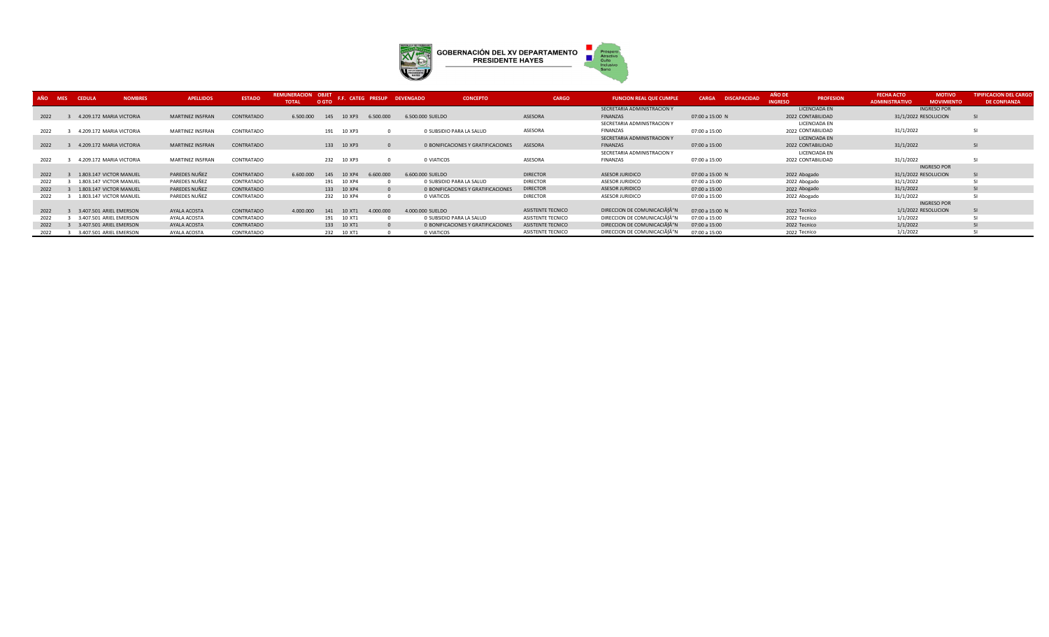**GOBERNACIÓN DEL XV DEPARTAMENTO PRESIDENTE HAYES**

| AÑO | MES | CEDULA | NOMBRES | APELLIDOS | ESTADO | REMUNERACION TOTAL | OBJET O GTO | F.F. | CATEG | PRESUP | DEVENGADO | CONCEPTO | CARGO | FUNCION REAL QUE CUMPLE | CARGA | DISCAPACIDAD | AÑO DE INGRESO | PROFESION | FECHA ACTO ADMINISTRATIVO | MOTIVO MOVIMIENTO | TIPIFICACION DEL CARGO DE CONFIANZA |
|---|---|---|---|---|---|---|---|---|---|---|---|---|---|---|---|---|---|---|---|---|---|
| 2022 | 3 | 4.209.172 | MARIA VICTORIA | MARTINEZ INSFRAN | CONTRATADO | 6.500.000 | 145 | 10 | XP3 | 6.500.000 | 6.500.000 | SUELDO | ASESORA | SECRETARIA ADMINISTRACION Y FINANZAS | 07:00 a 15:00 | N | 2022 | LICENCIADA EN CONTABILIDAD | 31/1/2022 | INGRESO POR RESOLUCION | SI |
| 2022 | 3 | 4.209.172 | MARIA VICTORIA | MARTINEZ INSFRAN | CONTRATADO | | 191 | 10 | XP3 | 0 | 0 | SUBSIDIO PARA LA SALUD | ASESORA | SECRETARIA ADMINISTRACION Y FINANZAS | 07:00 a 15:00 | | 2022 | LICENCIADA EN CONTABILIDAD | 31/1/2022 | | SI |
| 2022 | 3 | 4.209.172 | MARIA VICTORIA | MARTINEZ INSFRAN | CONTRATADO | | 133 | 10 | XP3 | 0 | 0 | BONIFICACIONES Y GRATIFICACIONES | ASESORA | SECRETARIA ADMINISTRACION Y FINANZAS | 07:00 a 15:00 | | 2022 | LICENCIADA EN CONTABILIDAD | 31/1/2022 | | SI |
| 2022 | 3 | 4.209.172 | MARIA VICTORIA | MARTINEZ INSFRAN | CONTRATADO | | 232 | 10 | XP3 | 0 | 0 | VIATICOS | ASESORA | SECRETARIA ADMINISTRACION Y FINANZAS | 07:00 a 15:00 | | 2022 | LICENCIADA EN CONTABILIDAD | 31/1/2022 | | SI |
| 2022 | 3 | 1.803.147 | VICTOR MANUEL | PAREDES NUÑEZ | CONTRATADO | 6.600.000 | 145 | 10 | XP4 | 6.600.000 | 6.600.000 | SUELDO | DIRECTOR | ASESOR JURIDICO | 07:00 a 15:00 | N | 2022 | Abogado | 31/1/2022 | INGRESO POR RESOLUCION | SI |
| 2022 | 3 | 1.803.147 | VICTOR MANUEL | PAREDES NUÑEZ | CONTRATADO | | 191 | 10 | XP4 | 0 | 0 | SUBSIDIO PARA LA SALUD | DIRECTOR | ASESOR JURIDICO | 07:00 a 15:00 | | 2022 | Abogado | 31/1/2022 | | SI |
| 2022 | 3 | 1.803.147 | VICTOR MANUEL | PAREDES NUÑEZ | CONTRATADO | | 133 | 10 | XP4 | 0 | 0 | BONIFICACIONES Y GRATIFICACIONES | DIRECTOR | ASESOR JURIDICO | 07:00 a 15:00 | | 2022 | Abogado | 31/1/2022 | | SI |
| 2022 | 3 | 1.803.147 | VICTOR MANUEL | PAREDES NUÑEZ | CONTRATADO | | 232 | 10 | XP4 | 0 | 0 | VIATICOS | DIRECTOR | ASESOR JURIDICO | 07:00 a 15:00 | | 2022 | Abogado | 31/1/2022 | | SI |
| 2022 | 3 | 3.407.501 | ARIEL EMERSON | AYALA ACOSTA | CONTRATADO | 4.000.000 | 141 | 10 | XT1 | 4.000.000 | 4.000.000 | SUELDO | ASISTENTE TECNICO | DIRECCION DE COMUNICACIÃƒÂ"N | 07:00 a 15:00 | N | 2022 | Tecnico | 1/1/2022 | INGRESO POR RESOLUCION | SI |
| 2022 | 3 | 3.407.501 | ARIEL EMERSON | AYALA ACOSTA | CONTRATADO | | 191 | 10 | XT1 | 0 | 0 | SUBSIDIO PARA LA SALUD | ASISTENTE TECNICO | DIRECCION DE COMUNICACIÃƒÂ"N | 07:00 a 15:00 | | 2022 | Tecnico | 1/1/2022 | | SI |
| 2022 | 3 | 3.407.501 | ARIEL EMERSON | AYALA ACOSTA | CONTRATADO | | 133 | 10 | XT1 | 0 | 0 | BONIFICACIONES Y GRATIFICACIONES | ASISTENTE TECNICO | DIRECCION DE COMUNICACIÃƒÂ"N | 07:00 a 15:00 | | 2022 | Tecnico | 1/1/2022 | | SI |
| 2022 | 3 | 3.407.501 | ARIEL EMERSON | AYALA ACOSTA | CONTRATADO | | 232 | 10 | XT1 | 0 | 0 | VIATICOS | ASISTENTE TECNICO | DIRECCION DE COMUNICACIÃƒÂ"N | 07:00 a 15:00 | | 2022 | Tecnico | 1/1/2022 | | SI |